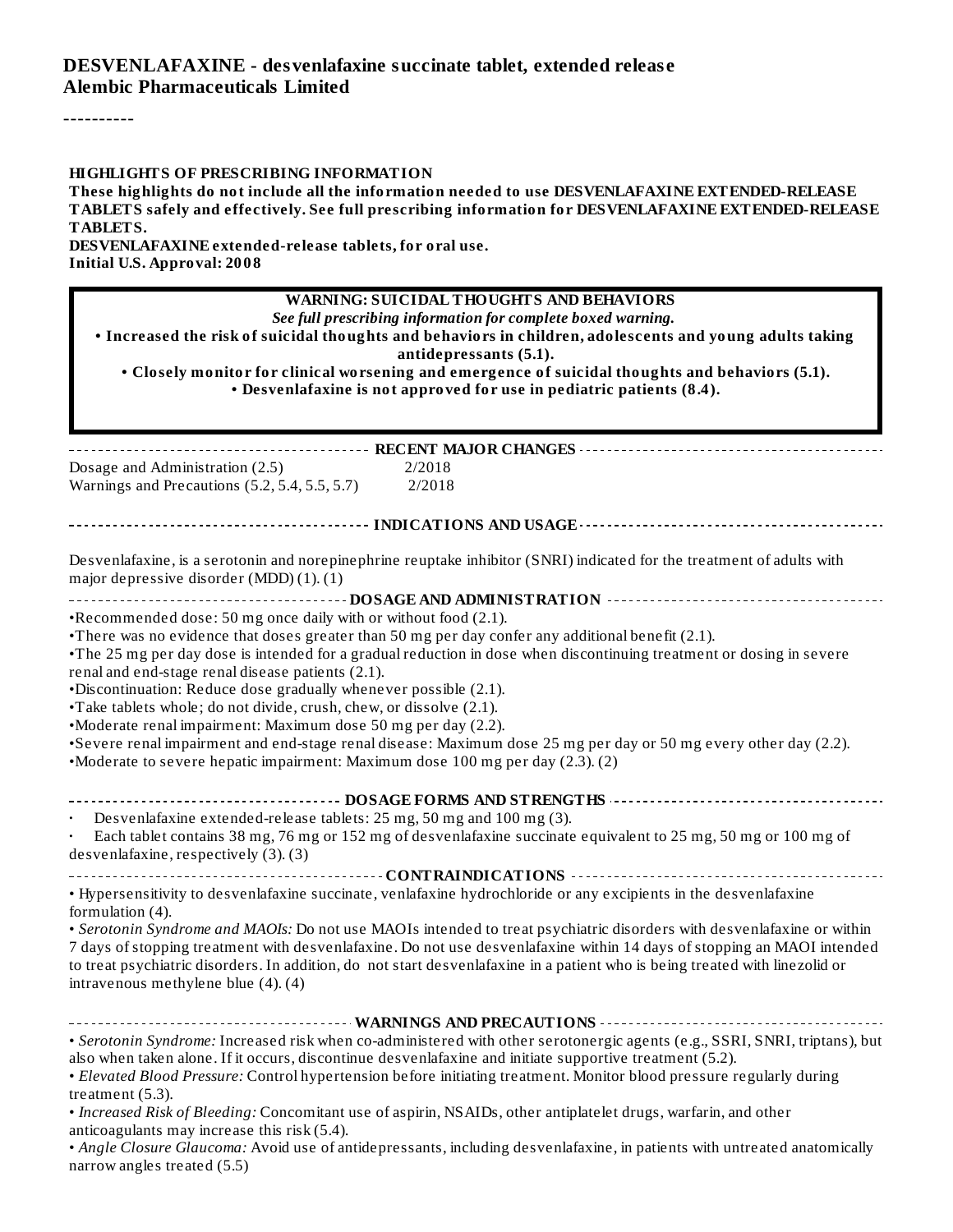# DESVENLAFAXINE - desvenlafaxine succinate tablet, extended release
**Alembic Pharmaceuticals Limited**

----------

**HIGHLIGHTS OF PRESCRIBING INFORMATION**
**These highlights do not include all the information needed to use DESVENLAFAXINE EXTENDED-RELEASE TABLETS safely and effectively. See full prescribing information for DESVENLAFAXINE EXTENDED-RELEASE TABLETS.**
**DESVENLAFAXINE extended-release tablets, for oral use.**
**Initial U.S. Approval: 2008**

**WARNING: SUICIDAL THOUGHTS AND BEHAVIORS**
***See full prescribing information for complete boxed warning.***
- **Increased the risk of suicidal thoughts and behaviors in children, adolescents and young adults taking antidepressants (5.1).**
- **Closely monitor for clinical worsening and emergence of suicidal thoughts and behaviors (5.1).**
- **Desvenlafaxine is not approved for use in pediatric patients (8.4).**

**RECENT MAJOR CHANGES**

| | |
|---|---|
| Dosage and Administration (2.5) | 2/2018 |
| Warnings and Precautions (5.2, 5.4, 5.5, 5.7) | 2/2018 |

**INDICATIONS AND USAGE**

Desvenlafaxine, is a serotonin and norepinephrine reuptake inhibitor (SNRI) indicated for the treatment of adults with major depressive disorder (MDD) (1). (1)

**DOSAGE AND ADMINISTRATION**

- Recommended dose: 50 mg once daily with or without food (2.1).
- There was no evidence that doses greater than 50 mg per day confer any additional benefit (2.1).
- The 25 mg per day dose is intended for a gradual reduction in dose when discontinuing treatment or dosing in severe renal and end-stage renal disease patients (2.1).
- Discontinuation: Reduce dose gradually whenever possible (2.1).
- Take tablets whole; do not divide, crush, chew, or dissolve (2.1).
- Moderate renal impairment: Maximum dose 50 mg per day (2.2).
- Severe renal impairment and end-stage renal disease: Maximum dose 25 mg per day or 50 mg every other day (2.2).
- Moderate to severe hepatic impairment: Maximum dose 100 mg per day (2.3). (2)

**DOSAGE FORMS AND STRENGTHS**

- Desvenlafaxine extended-release tablets: 25 mg, 50 mg and 100 mg (3).
- Each tablet contains 38 mg, 76 mg or 152 mg of desvenlafaxine succinate equivalent to 25 mg, 50 mg or 100 mg of desvenlafaxine, respectively (3). (3)

**CONTRAINDICATIONS**

- Hypersensitivity to desvenlafaxine succinate, venlafaxine hydrochloride or any excipients in the desvenlafaxine formulation (4).
- *Serotonin Syndrome and MAOIs:* Do not use MAOIs intended to treat psychiatric disorders with desvenlafaxine or within 7 days of stopping treatment with desvenlafaxine. Do not use desvenlafaxine within 14 days of stopping an MAOI intended to treat psychiatric disorders. In addition, do not start desvenlafaxine in a patient who is being treated with linezolid or intravenous methylene blue (4). (4)

**WARNINGS AND PRECAUTIONS**

- *Serotonin Syndrome:* Increased risk when co-administered with other serotonergic agents (e.g., SSRI, SNRI, triptans), but also when taken alone. If it occurs, discontinue desvenlafaxine and initiate supportive treatment (5.2).
- *Elevated Blood Pressure:* Control hypertension before initiating treatment. Monitor blood pressure regularly during treatment (5.3).
- *Increased Risk of Bleeding:* Concomitant use of aspirin, NSAIDs, other antiplatelet drugs, warfarin, and other anticoagulants may increase this risk (5.4).
- *Angle Closure Glaucoma:* Avoid use of antidepressants, including desvenlafaxine, in patients with untreated anatomically narrow angles treated (5.5)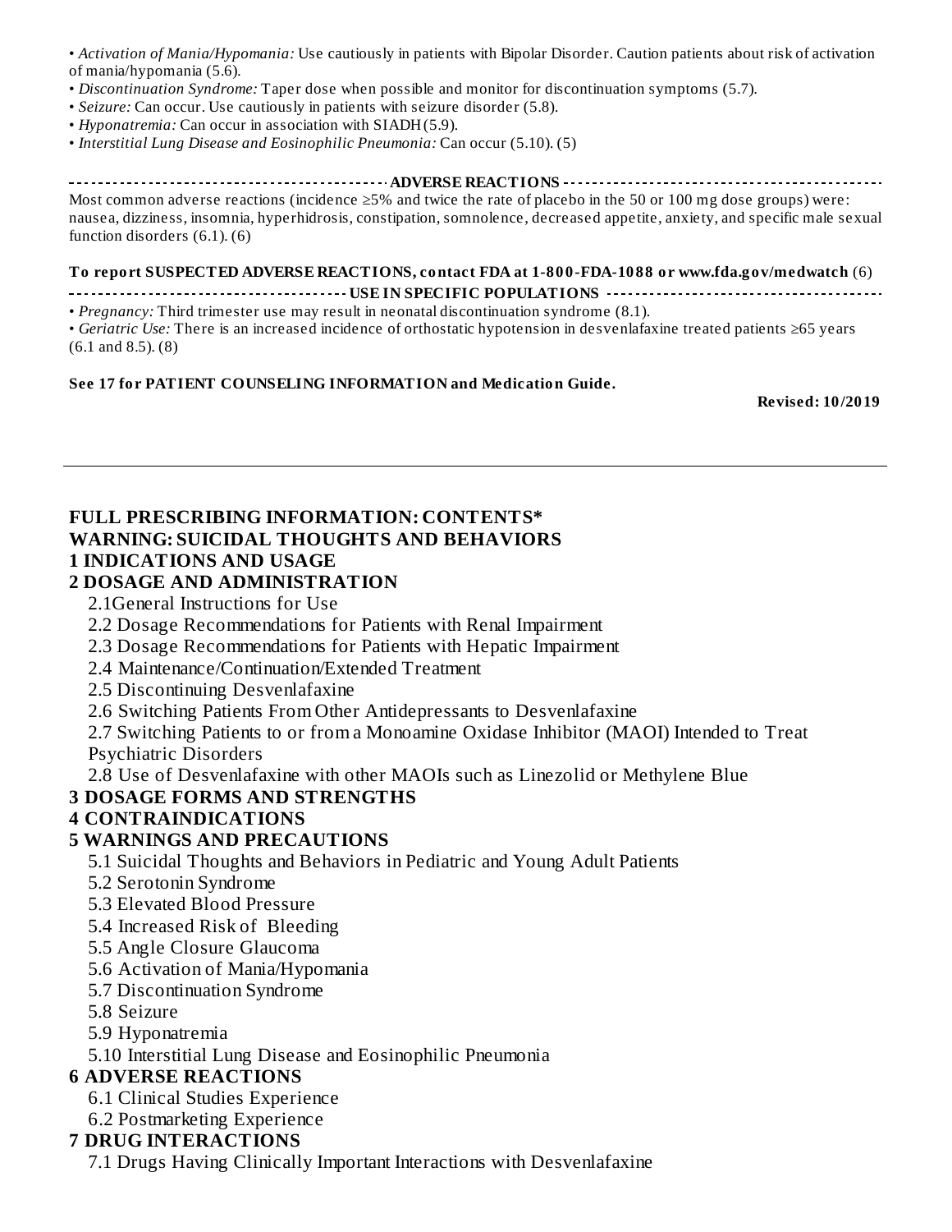• *Activation of Mania/Hypomania:* Use cautiously in patients with Bipolar Disorder. Caution patients about risk of activation of mania/hypomania (5.6).
• *Discontinuation Syndrome:* Taper dose when possible and monitor for discontinuation symptoms (5.7).
• *Seizure:* Can occur. Use cautiously in patients with seizure disorder (5.8).
• *Hyponatremia:* Can occur in association with SIADH (5.9).
• *Interstitial Lung Disease and Eosinophilic Pneumonia:* Can occur (5.10). (5)

**ADVERSE REACTIONS**

Most common adverse reactions (incidence ≥5% and twice the rate of placebo in the 50 or 100 mg dose groups) were: nausea, dizziness, insomnia, hyperhidrosis, constipation, somnolence, decreased appetite, anxiety, and specific male sexual function disorders (6.1). (6)

**To report SUSPECTED ADVERSE REACTIONS, contact FDA at 1-800-FDA-1088 or www.fda.gov/medwatch** (6)

**USE IN SPECIFIC POPULATIONS**

• *Pregnancy:* Third trimester use may result in neonatal discontinuation syndrome (8.1).
• *Geriatric Use:* There is an increased incidence of orthostatic hypotension in desvenlafaxine treated patients ≥65 years (6.1 and 8.5). (8)

**See 17 for PATIENT COUNSELING INFORMATION and Medication Guide.**

**Revised: 10/2019**

---

**FULL PRESCRIBING INFORMATION: CONTENTS***

**WARNING: SUICIDAL THOUGHTS AND BEHAVIORS**

**1 INDICATIONS AND USAGE**

**2 DOSAGE AND ADMINISTRATION**

2.1General Instructions for Use
2.2 Dosage Recommendations for Patients with Renal Impairment
2.3 Dosage Recommendations for Patients with Hepatic Impairment
2.4 Maintenance/Continuation/Extended Treatment
2.5 Discontinuing Desvenlafaxine
2.6 Switching Patients From Other Antidepressants to Desvenlafaxine
2.7 Switching Patients to or from a Monoamine Oxidase Inhibitor (MAOI) Intended to Treat Psychiatric Disorders
2.8 Use of Desvenlafaxine with other MAOIs such as Linezolid or Methylene Blue

**3 DOSAGE FORMS AND STRENGTHS**

**4 CONTRAINDICATIONS**

**5 WARNINGS AND PRECAUTIONS**

5.1 Suicidal Thoughts and Behaviors in Pediatric and Young Adult Patients
5.2 Serotonin Syndrome
5.3 Elevated Blood Pressure
5.4 Increased Risk of Bleeding
5.5 Angle Closure Glaucoma
5.6 Activation of Mania/Hypomania
5.7 Discontinuation Syndrome
5.8 Seizure
5.9 Hyponatremia
5.10 Interstitial Lung Disease and Eosinophilic Pneumonia

**6 ADVERSE REACTIONS**

6.1 Clinical Studies Experience
6.2 Postmarketing Experience

**7 DRUG INTERACTIONS**

7.1 Drugs Having Clinically Important Interactions with Desvenlafaxine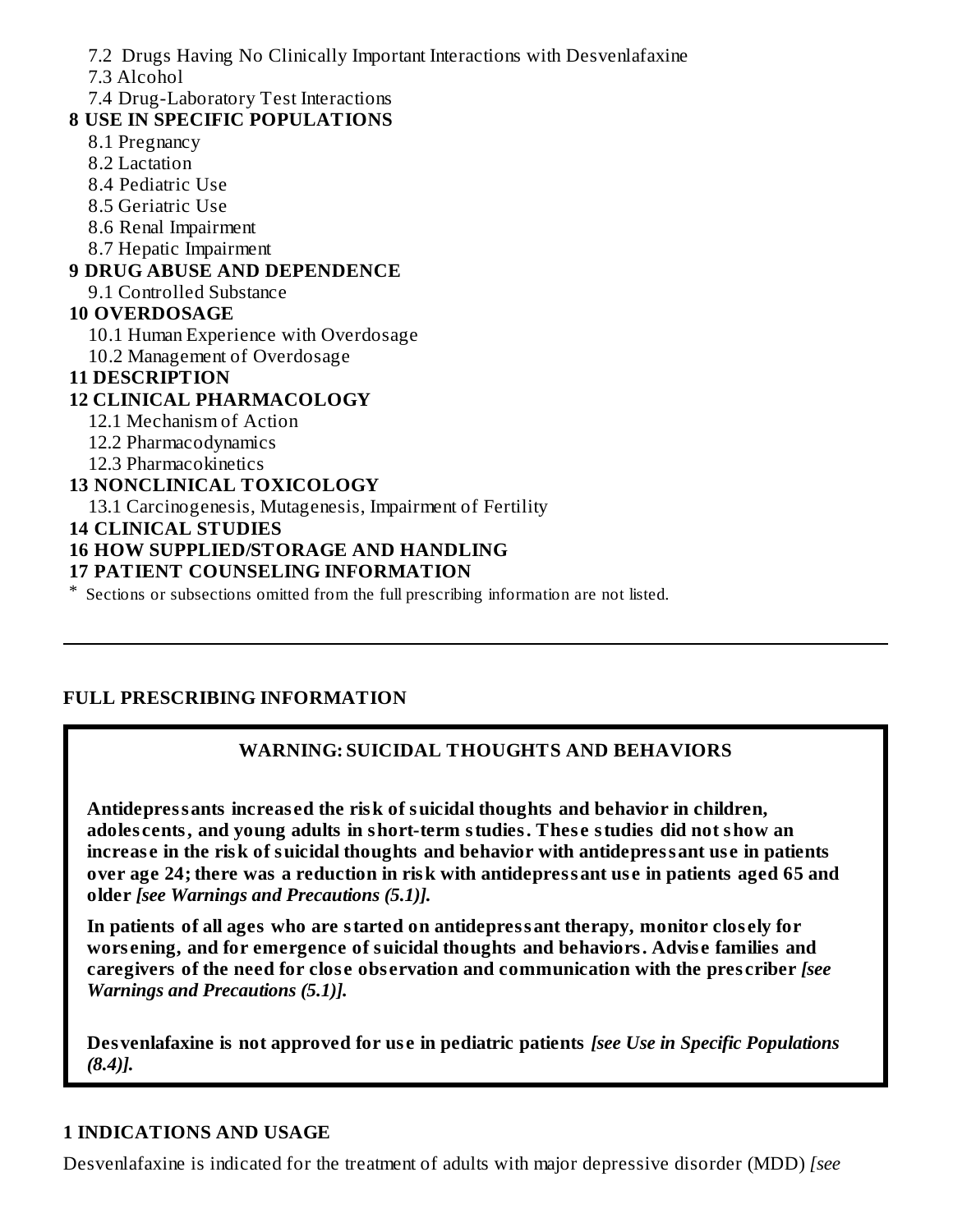7.2 Drugs Having No Clinically Important Interactions with Desvenlafaxine
7.3 Alcohol
7.4 Drug-Laboratory Test Interactions

**8 USE IN SPECIFIC POPULATIONS**
8.1 Pregnancy
8.2 Lactation
8.4 Pediatric Use
8.5 Geriatric Use
8.6 Renal Impairment
8.7 Hepatic Impairment

**9 DRUG ABUSE AND DEPENDENCE**
9.1 Controlled Substance

**10 OVERDOSAGE**
10.1 Human Experience with Overdosage
10.2 Management of Overdosage

**11 DESCRIPTION**

**12 CLINICAL PHARMACOLOGY**
12.1 Mechanism of Action
12.2 Pharmacodynamics
12.3 Pharmacokinetics

**13 NONCLINICAL TOXICOLOGY**
13.1 Carcinogenesis, Mutagenesis, Impairment of Fertility

**14 CLINICAL STUDIES**

**16 HOW SUPPLIED/STORAGE AND HANDLING**

**17 PATIENT COUNSELING INFORMATION**

* Sections or subsections omitted from the full prescribing information are not listed.

---

## FULL PRESCRIBING INFORMATION

**WARNING: SUICIDAL THOUGHTS AND BEHAVIORS**

**Antidepressants increased the risk of suicidal thoughts and behavior in children, adolescents, and young adults in short-term studies. These studies did not show an increase in the risk of suicidal thoughts and behavior with antidepressant use in patients over age 24; there was a reduction in risk with antidepressant use in patients aged 65 and older *[see Warnings and Precautions (5.1)]*.**

**In patients of all ages who are started on antidepressant therapy, monitor closely for worsening, and for emergence of suicidal thoughts and behaviors. Advise families and caregivers of the need for close observation and communication with the prescriber *[see Warnings and Precautions (5.1)]*.**

**Desvenlafaxine is not approved for use in pediatric patients *[see Use in Specific Populations (8.4)]*.**

## 1 INDICATIONS AND USAGE

Desvenlafaxine is indicated for the treatment of adults with major depressive disorder (MDD) *[see*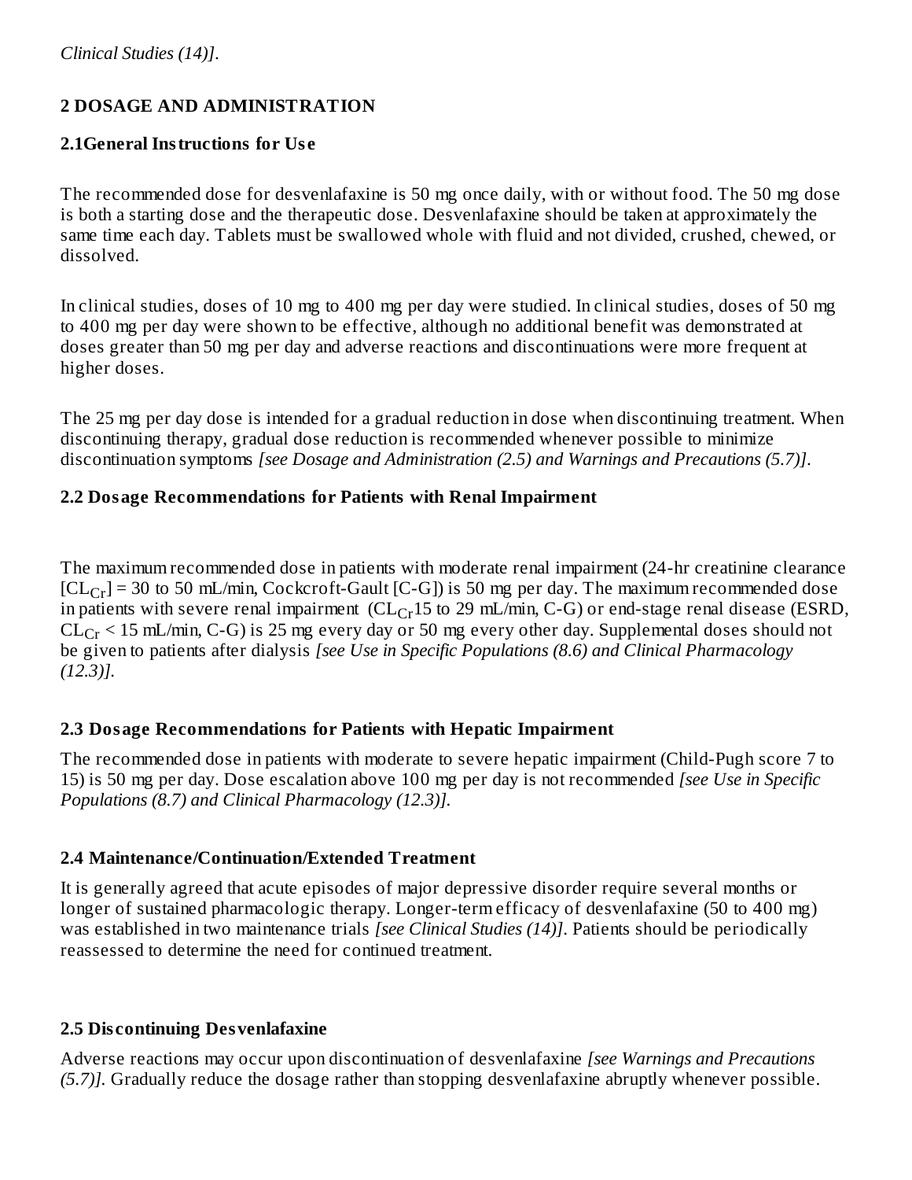*Clinical Studies (14)].*

## 2 DOSAGE AND ADMINISTRATION

### 2.1General Instructions for Use

The recommended dose for desvenlafaxine is 50 mg once daily, with or without food. The 50 mg dose is both a starting dose and the therapeutic dose. Desvenlafaxine should be taken at approximately the same time each day. Tablets must be swallowed whole with fluid and not divided, crushed, chewed, or dissolved.

In clinical studies, doses of 10 mg to 400 mg per day were studied. In clinical studies, doses of 50 mg to 400 mg per day were shown to be effective, although no additional benefit was demonstrated at doses greater than 50 mg per day and adverse reactions and discontinuations were more frequent at higher doses.

The 25 mg per day dose is intended for a gradual reduction in dose when discontinuing treatment. When discontinuing therapy, gradual dose reduction is recommended whenever possible to minimize discontinuation symptoms *[see Dosage and Administration (2.5) and Warnings and Precautions (5.7)].*

### 2.2 Dosage Recommendations for Patients with Renal Impairment

The maximum recommended dose in patients with moderate renal impairment (24-hr creatinine clearance [$CL_{Cr}$] = 30 to 50 mL/min, Cockcroft-Gault [C-G]) is 50 mg per day. The maximum recommended dose in patients with severe renal impairment ($CL_{Cr}$15 to 29 mL/min, C-G) or end-stage renal disease (ESRD, $CL_{Cr}$ < 15 mL/min, C-G) is 25 mg every day or 50 mg every other day. Supplemental doses should not be given to patients after dialysis *[see Use in Specific Populations (8.6) and Clinical Pharmacology (12.3)].*

### 2.3 Dosage Recommendations for Patients with Hepatic Impairment

The recommended dose in patients with moderate to severe hepatic impairment (Child-Pugh score 7 to 15) is 50 mg per day. Dose escalation above 100 mg per day is not recommended *[see Use in Specific Populations (8.7) and Clinical Pharmacology (12.3)].*

### 2.4 Maintenance/Continuation/Extended Treatment

It is generally agreed that acute episodes of major depressive disorder require several months or longer of sustained pharmacologic therapy. Longer-term efficacy of desvenlafaxine (50 to 400 mg) was established in two maintenance trials *[see Clinical Studies (14)].* Patients should be periodically reassessed to determine the need for continued treatment.

### 2.5 Discontinuing Desvenlafaxine

Adverse reactions may occur upon discontinuation of desvenlafaxine *[see Warnings and Precautions (5.7)].* Gradually reduce the dosage rather than stopping desvenlafaxine abruptly whenever possible.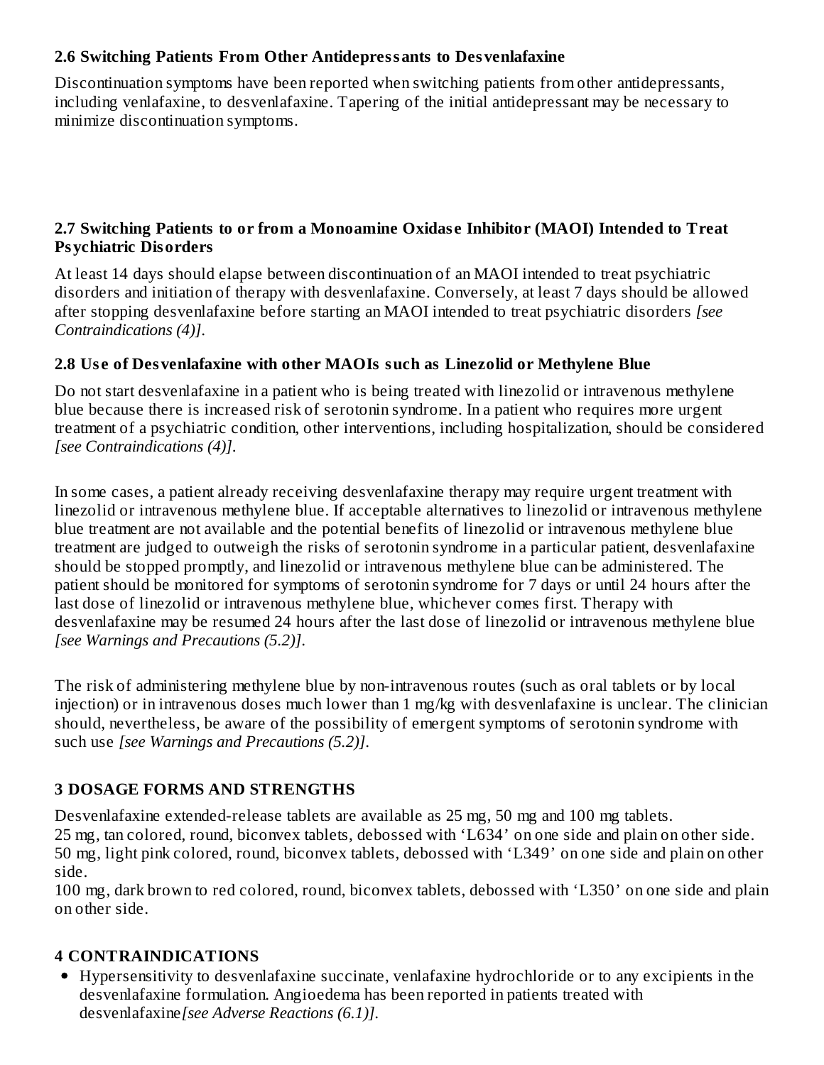### 2.6 Switching Patients From Other Antidepressants to Desvenlafaxine

Discontinuation symptoms have been reported when switching patients from other antidepressants, including venlafaxine, to desvenlafaxine. Tapering of the initial antidepressant may be necessary to minimize discontinuation symptoms.

### 2.7 Switching Patients to or from a Monoamine Oxidase Inhibitor (MAOI) Intended to Treat Psychiatric Disorders

At least 14 days should elapse between discontinuation of an MAOI intended to treat psychiatric disorders and initiation of therapy with desvenlafaxine. Conversely, at least 7 days should be allowed after stopping desvenlafaxine before starting an MAOI intended to treat psychiatric disorders *[see Contraindications (4)]*.

### 2.8 Use of Desvenlafaxine with other MAOIs such as Linezolid or Methylene Blue

Do not start desvenlafaxine in a patient who is being treated with linezolid or intravenous methylene blue because there is increased risk of serotonin syndrome. In a patient who requires more urgent treatment of a psychiatric condition, other interventions, including hospitalization, should be considered *[see Contraindications (4)]*.

In some cases, a patient already receiving desvenlafaxine therapy may require urgent treatment with linezolid or intravenous methylene blue. If acceptable alternatives to linezolid or intravenous methylene blue treatment are not available and the potential benefits of linezolid or intravenous methylene blue treatment are judged to outweigh the risks of serotonin syndrome in a particular patient, desvenlafaxine should be stopped promptly, and linezolid or intravenous methylene blue can be administered. The patient should be monitored for symptoms of serotonin syndrome for 7 days or until 24 hours after the last dose of linezolid or intravenous methylene blue, whichever comes first. Therapy with desvenlafaxine may be resumed 24 hours after the last dose of linezolid or intravenous methylene blue *[see Warnings and Precautions (5.2)]*.

The risk of administering methylene blue by non-intravenous routes (such as oral tablets or by local injection) or in intravenous doses much lower than 1 mg/kg with desvenlafaxine is unclear. The clinician should, nevertheless, be aware of the possibility of emergent symptoms of serotonin syndrome with such use *[see Warnings and Precautions (5.2)]*.

## 3 DOSAGE FORMS AND STRENGTHS

Desvenlafaxine extended-release tablets are available as 25 mg, 50 mg and 100 mg tablets.
25 mg, tan colored, round, biconvex tablets, debossed with ‘L634’ on one side and plain on other side.
50 mg, light pink colored, round, biconvex tablets, debossed with ‘L349’ on one side and plain on other side.
100 mg, dark brown to red colored, round, biconvex tablets, debossed with ‘L350’ on one side and plain on other side.

## 4 CONTRAINDICATIONS

- Hypersensitivity to desvenlafaxine succinate, venlafaxine hydrochloride or to any excipients in the desvenlafaxine formulation. Angioedema has been reported in patients treated with desvenlafaxine *[see Adverse Reactions (6.1)]*.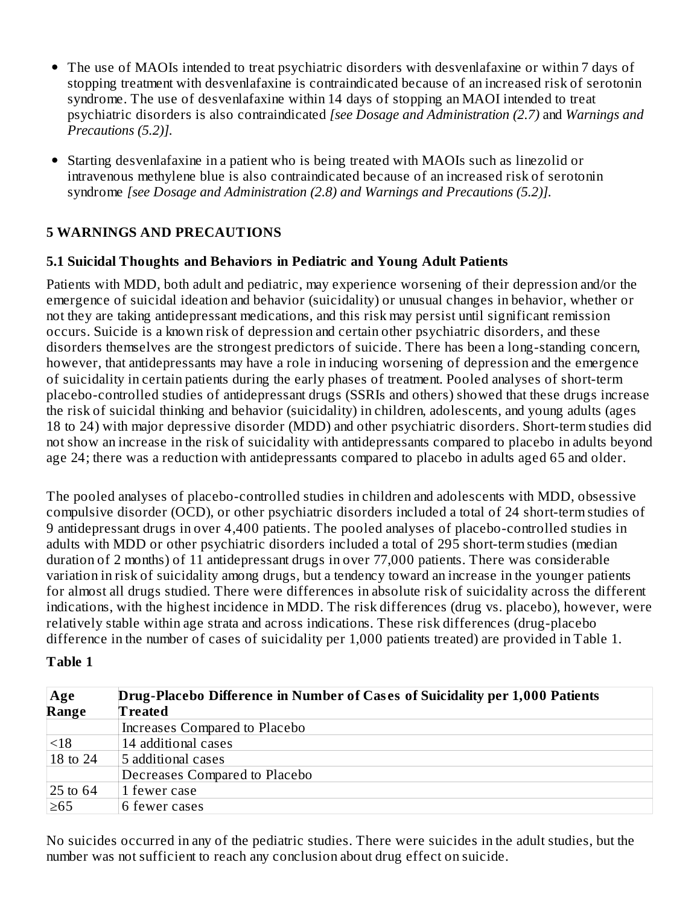- The use of MAOIs intended to treat psychiatric disorders with desvenlafaxine or within 7 days of stopping treatment with desvenlafaxine is contraindicated because of an increased risk of serotonin syndrome. The use of desvenlafaxine within 14 days of stopping an MAOI intended to treat psychiatric disorders is also contraindicated *[see Dosage and Administration (2.7)* and *Warnings and Precautions (5.2)]*.
- Starting desvenlafaxine in a patient who is being treated with MAOIs such as linezolid or intravenous methylene blue is also contraindicated because of an increased risk of serotonin syndrome *[see Dosage and Administration (2.8) and Warnings and Precautions (5.2)]*.

## 5 WARNINGS AND PRECAUTIONS

### 5.1 Suicidal Thoughts and Behaviors in Pediatric and Young Adult Patients

Patients with MDD, both adult and pediatric, may experience worsening of their depression and/or the emergence of suicidal ideation and behavior (suicidality) or unusual changes in behavior, whether or not they are taking antidepressant medications, and this risk may persist until significant remission occurs. Suicide is a known risk of depression and certain other psychiatric disorders, and these disorders themselves are the strongest predictors of suicide. There has been a long-standing concern, however, that antidepressants may have a role in inducing worsening of depression and the emergence of suicidality in certain patients during the early phases of treatment. Pooled analyses of short-term placebo-controlled studies of antidepressant drugs (SSRIs and others) showed that these drugs increase the risk of suicidal thinking and behavior (suicidality) in children, adolescents, and young adults (ages 18 to 24) with major depressive disorder (MDD) and other psychiatric disorders. Short-term studies did not show an increase in the risk of suicidality with antidepressants compared to placebo in adults beyond age 24; there was a reduction with antidepressants compared to placebo in adults aged 65 and older.

The pooled analyses of placebo-controlled studies in children and adolescents with MDD, obsessive compulsive disorder (OCD), or other psychiatric disorders included a total of 24 short-term studies of 9 antidepressant drugs in over 4,400 patients. The pooled analyses of placebo-controlled studies in adults with MDD or other psychiatric disorders included a total of 295 short-term studies (median duration of 2 months) of 11 antidepressant drugs in over 77,000 patients. There was considerable variation in risk of suicidality among drugs, but a tendency toward an increase in the younger patients for almost all drugs studied. There were differences in absolute risk of suicidality across the different indications, with the highest incidence in MDD. The risk differences (drug vs. placebo), however, were relatively stable within age strata and across indications. These risk differences (drug-placebo difference in the number of cases of suicidality per 1,000 patients treated) are provided in Table 1.

**Table 1**

| Age Range | Drug-Placebo Difference in Number of Cases of Suicidality per 1,000 Patients Treated |
|---|---|
| | Increases Compared to Placebo |
| <18 | 14 additional cases |
| 18 to 24 | 5 additional cases |
| | Decreases Compared to Placebo |
| 25 to 64 | 1 fewer case |
| ≥65 | 6 fewer cases |

No suicides occurred in any of the pediatric studies. There were suicides in the adult studies, but the number was not sufficient to reach any conclusion about drug effect on suicide.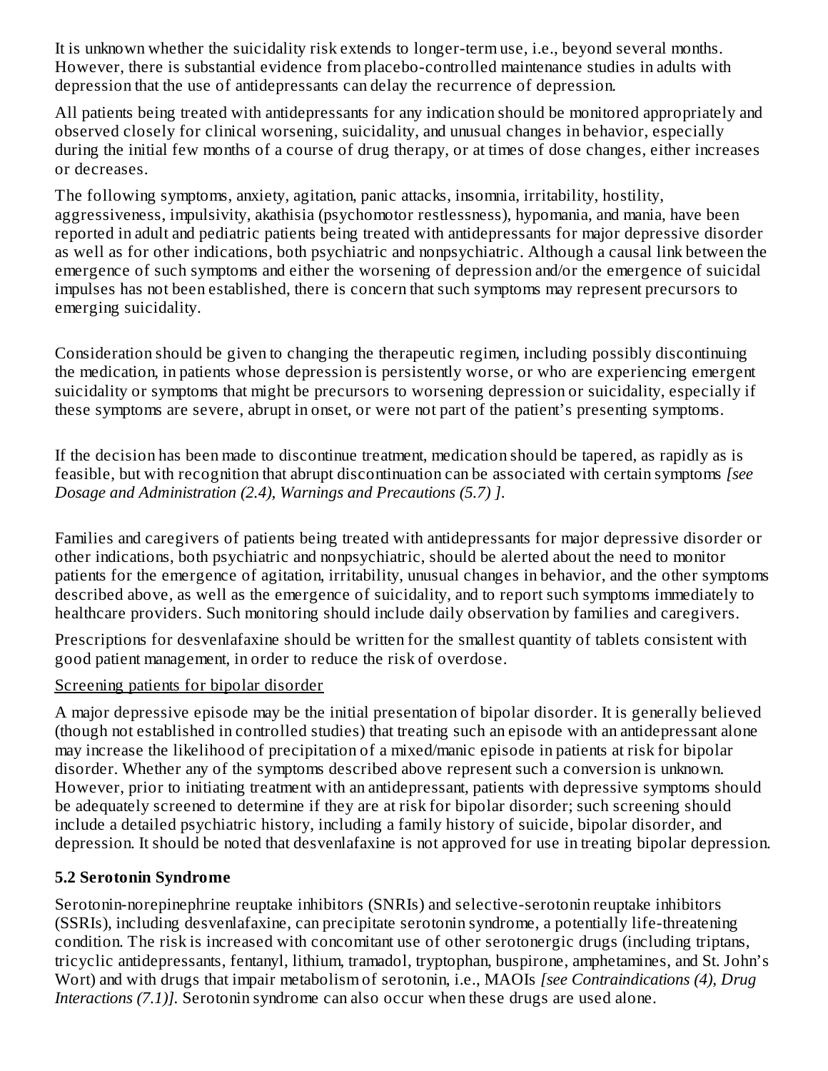It is unknown whether the suicidality risk extends to longer-term use, i.e., beyond several months. However, there is substantial evidence from placebo-controlled maintenance studies in adults with depression that the use of antidepressants can delay the recurrence of depression.

All patients being treated with antidepressants for any indication should be monitored appropriately and observed closely for clinical worsening, suicidality, and unusual changes in behavior, especially during the initial few months of a course of drug therapy, or at times of dose changes, either increases or decreases.

The following symptoms, anxiety, agitation, panic attacks, insomnia, irritability, hostility, aggressiveness, impulsivity, akathisia (psychomotor restlessness), hypomania, and mania, have been reported in adult and pediatric patients being treated with antidepressants for major depressive disorder as well as for other indications, both psychiatric and nonpsychiatric. Although a causal link between the emergence of such symptoms and either the worsening of depression and/or the emergence of suicidal impulses has not been established, there is concern that such symptoms may represent precursors to emerging suicidality.

Consideration should be given to changing the therapeutic regimen, including possibly discontinuing the medication, in patients whose depression is persistently worse, or who are experiencing emergent suicidality or symptoms that might be precursors to worsening depression or suicidality, especially if these symptoms are severe, abrupt in onset, or were not part of the patient's presenting symptoms.

If the decision has been made to discontinue treatment, medication should be tapered, as rapidly as is feasible, but with recognition that abrupt discontinuation can be associated with certain symptoms *[see Dosage and Administration (2.4), Warnings and Precautions (5.7) ]*.

Families and caregivers of patients being treated with antidepressants for major depressive disorder or other indications, both psychiatric and nonpsychiatric, should be alerted about the need to monitor patients for the emergence of agitation, irritability, unusual changes in behavior, and the other symptoms described above, as well as the emergence of suicidality, and to report such symptoms immediately to healthcare providers. Such monitoring should include daily observation by families and caregivers.

Prescriptions for desvenlafaxine should be written for the smallest quantity of tablets consistent with good patient management, in order to reduce the risk of overdose.

Screening patients for bipolar disorder

A major depressive episode may be the initial presentation of bipolar disorder. It is generally believed (though not established in controlled studies) that treating such an episode with an antidepressant alone may increase the likelihood of precipitation of a mixed/manic episode in patients at risk for bipolar disorder. Whether any of the symptoms described above represent such a conversion is unknown. However, prior to initiating treatment with an antidepressant, patients with depressive symptoms should be adequately screened to determine if they are at risk for bipolar disorder; such screening should include a detailed psychiatric history, including a family history of suicide, bipolar disorder, and depression. It should be noted that desvenlafaxine is not approved for use in treating bipolar depression.

### 5.2 Serotonin Syndrome

Serotonin-norepinephrine reuptake inhibitors (SNRIs) and selective-serotonin reuptake inhibitors (SSRIs), including desvenlafaxine, can precipitate serotonin syndrome, a potentially life-threatening condition. The risk is increased with concomitant use of other serotonergic drugs (including triptans, tricyclic antidepressants, fentanyl, lithium, tramadol, tryptophan, buspirone, amphetamines, and St. John's Wort) and with drugs that impair metabolism of serotonin, i.e., MAOIs *[see Contraindications (4), Drug Interactions (7.1)]*. Serotonin syndrome can also occur when these drugs are used alone.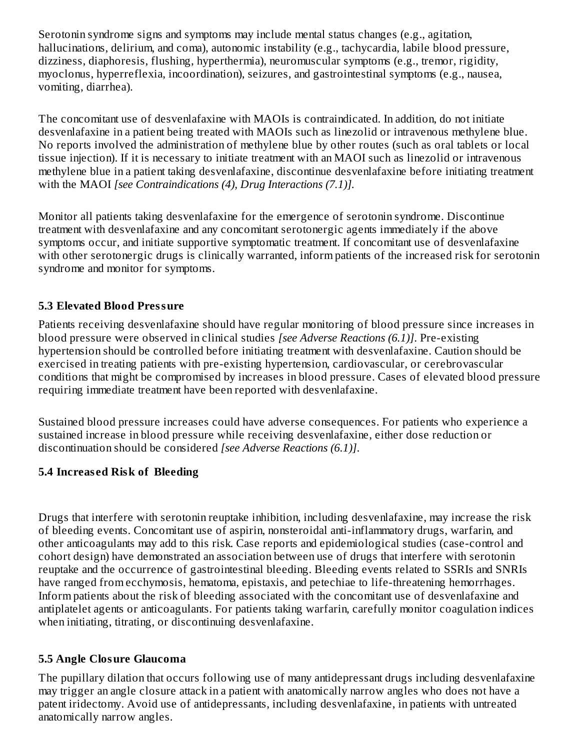Serotonin syndrome signs and symptoms may include mental status changes (e.g., agitation, hallucinations, delirium, and coma), autonomic instability (e.g., tachycardia, labile blood pressure, dizziness, diaphoresis, flushing, hyperthermia), neuromuscular symptoms (e.g., tremor, rigidity, myoclonus, hyperreflexia, incoordination), seizures, and gastrointestinal symptoms (e.g., nausea, vomiting, diarrhea).

The concomitant use of desvenlafaxine with MAOIs is contraindicated. In addition, do not initiate desvenlafaxine in a patient being treated with MAOIs such as linezolid or intravenous methylene blue. No reports involved the administration of methylene blue by other routes (such as oral tablets or local tissue injection). If it is necessary to initiate treatment with an MAOI such as linezolid or intravenous methylene blue in a patient taking desvenlafaxine, discontinue desvenlafaxine before initiating treatment with the MAOI *[see Contraindications (4), Drug Interactions (7.1)]*.

Monitor all patients taking desvenlafaxine for the emergence of serotonin syndrome. Discontinue treatment with desvenlafaxine and any concomitant serotonergic agents immediately if the above symptoms occur, and initiate supportive symptomatic treatment. If concomitant use of desvenlafaxine with other serotonergic drugs is clinically warranted, inform patients of the increased risk for serotonin syndrome and monitor for symptoms.

### 5.3 Elevated Blood Pressure

Patients receiving desvenlafaxine should have regular monitoring of blood pressure since increases in blood pressure were observed in clinical studies *[see Adverse Reactions (6.1)]*. Pre-existing hypertension should be controlled before initiating treatment with desvenlafaxine. Caution should be exercised in treating patients with pre-existing hypertension, cardiovascular, or cerebrovascular conditions that might be compromised by increases in blood pressure. Cases of elevated blood pressure requiring immediate treatment have been reported with desvenlafaxine.

Sustained blood pressure increases could have adverse consequences. For patients who experience a sustained increase in blood pressure while receiving desvenlafaxine, either dose reduction or discontinuation should be considered *[see Adverse Reactions (6.1)]*.

### 5.4 Increased Risk of Bleeding

Drugs that interfere with serotonin reuptake inhibition, including desvenlafaxine, may increase the risk of bleeding events. Concomitant use of aspirin, nonsteroidal anti-inflammatory drugs, warfarin, and other anticoagulants may add to this risk. Case reports and epidemiological studies (case-control and cohort design) have demonstrated an association between use of drugs that interfere with serotonin reuptake and the occurrence of gastrointestinal bleeding. Bleeding events related to SSRIs and SNRIs have ranged from ecchymosis, hematoma, epistaxis, and petechiae to life-threatening hemorrhages. Inform patients about the risk of bleeding associated with the concomitant use of desvenlafaxine and antiplatelet agents or anticoagulants. For patients taking warfarin, carefully monitor coagulation indices when initiating, titrating, or discontinuing desvenlafaxine.

### 5.5 Angle Closure Glaucoma

The pupillary dilation that occurs following use of many antidepressant drugs including desvenlafaxine may trigger an angle closure attack in a patient with anatomically narrow angles who does not have a patent iridectomy. Avoid use of antidepressants, including desvenlafaxine, in patients with untreated anatomically narrow angles.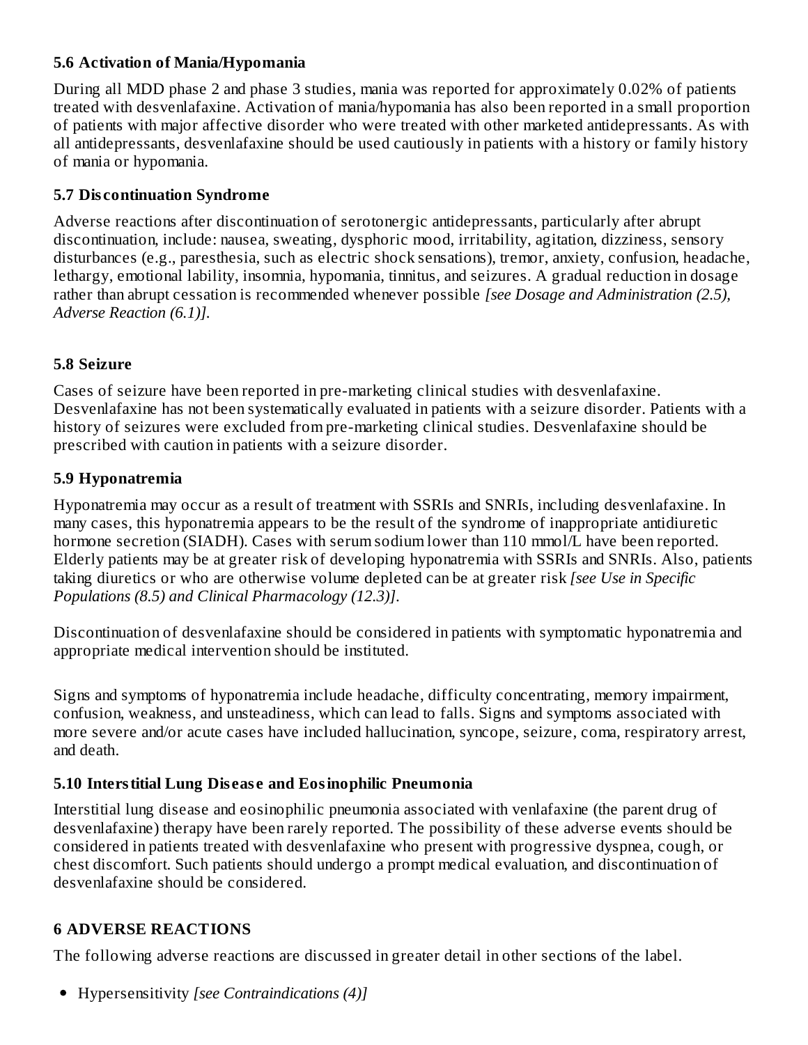### 5.6 Activation of Mania/Hypomania

During all MDD phase 2 and phase 3 studies, mania was reported for approximately 0.02% of patients treated with desvenlafaxine. Activation of mania/hypomania has also been reported in a small proportion of patients with major affective disorder who were treated with other marketed antidepressants. As with all antidepressants, desvenlafaxine should be used cautiously in patients with a history or family history of mania or hypomania.

### 5.7 Discontinuation Syndrome

Adverse reactions after discontinuation of serotonergic antidepressants, particularly after abrupt discontinuation, include: nausea, sweating, dysphoric mood, irritability, agitation, dizziness, sensory disturbances (e.g., paresthesia, such as electric shock sensations), tremor, anxiety, confusion, headache, lethargy, emotional lability, insomnia, hypomania, tinnitus, and seizures. A gradual reduction in dosage rather than abrupt cessation is recommended whenever possible *[see Dosage and Administration (2.5), Adverse Reaction (6.1)]*.

### 5.8 Seizure

Cases of seizure have been reported in pre-marketing clinical studies with desvenlafaxine. Desvenlafaxine has not been systematically evaluated in patients with a seizure disorder. Patients with a history of seizures were excluded from pre-marketing clinical studies. Desvenlafaxine should be prescribed with caution in patients with a seizure disorder.

### 5.9 Hyponatremia

Hyponatremia may occur as a result of treatment with SSRIs and SNRIs, including desvenlafaxine. In many cases, this hyponatremia appears to be the result of the syndrome of inappropriate antidiuretic hormone secretion (SIADH). Cases with serum sodium lower than 110 mmol/L have been reported. Elderly patients may be at greater risk of developing hyponatremia with SSRIs and SNRIs. Also, patients taking diuretics or who are otherwise volume depleted can be at greater risk *[see Use in Specific Populations (8.5) and Clinical Pharmacology (12.3)]*.

Discontinuation of desvenlafaxine should be considered in patients with symptomatic hyponatremia and appropriate medical intervention should be instituted.

Signs and symptoms of hyponatremia include headache, difficulty concentrating, memory impairment, confusion, weakness, and unsteadiness, which can lead to falls. Signs and symptoms associated with more severe and/or acute cases have included hallucination, syncope, seizure, coma, respiratory arrest, and death.

### 5.10 Interstitial Lung Disease and Eosinophilic Pneumonia

Interstitial lung disease and eosinophilic pneumonia associated with venlafaxine (the parent drug of desvenlafaxine) therapy have been rarely reported. The possibility of these adverse events should be considered in patients treated with desvenlafaxine who present with progressive dyspnea, cough, or chest discomfort. Such patients should undergo a prompt medical evaluation, and discontinuation of desvenlafaxine should be considered.

## 6 ADVERSE REACTIONS

The following adverse reactions are discussed in greater detail in other sections of the label.

- Hypersensitivity *[see Contraindications (4)]*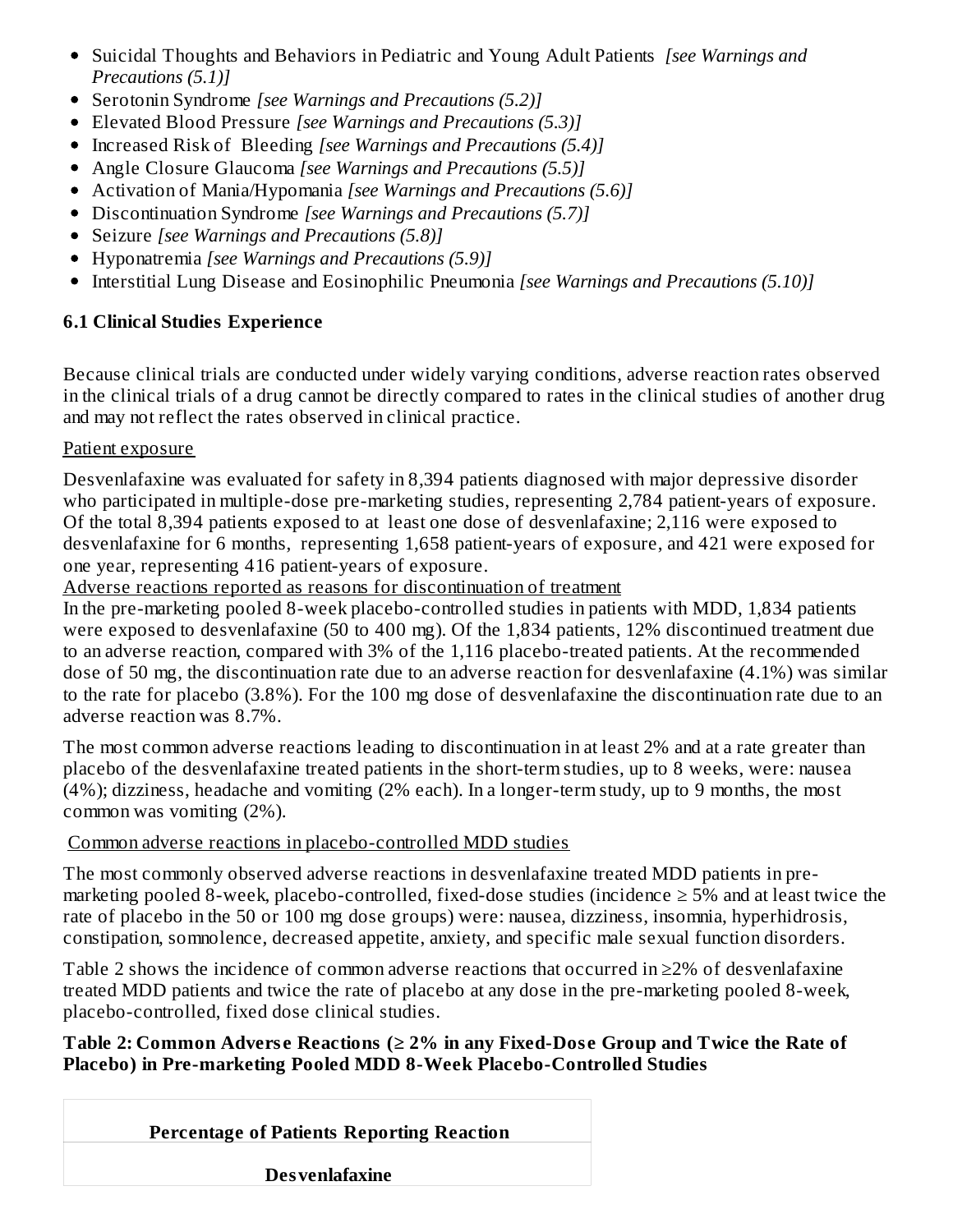- Suicidal Thoughts and Behaviors in Pediatric and Young Adult Patients *[see Warnings and Precautions (5.1)]*
- Serotonin Syndrome *[see Warnings and Precautions (5.2)]*
- Elevated Blood Pressure *[see Warnings and Precautions (5.3)]*
- Increased Risk of Bleeding *[see Warnings and Precautions (5.4)]*
- Angle Closure Glaucoma *[see Warnings and Precautions (5.5)]*
- Activation of Mania/Hypomania *[see Warnings and Precautions (5.6)]*
- Discontinuation Syndrome *[see Warnings and Precautions (5.7)]*
- Seizure *[see Warnings and Precautions (5.8)]*
- Hyponatremia *[see Warnings and Precautions (5.9)]*
- Interstitial Lung Disease and Eosinophilic Pneumonia *[see Warnings and Precautions (5.10)]*

### 6.1 Clinical Studies Experience

Because clinical trials are conducted under widely varying conditions, adverse reaction rates observed in the clinical trials of a drug cannot be directly compared to rates in the clinical studies of another drug and may not reflect the rates observed in clinical practice.

Patient exposure

Desvenlafaxine was evaluated for safety in 8,394 patients diagnosed with major depressive disorder who participated in multiple-dose pre-marketing studies, representing 2,784 patient-years of exposure. Of the total 8,394 patients exposed to at least one dose of desvenlafaxine; 2,116 were exposed to desvenlafaxine for 6 months, representing 1,658 patient-years of exposure, and 421 were exposed for one year, representing 416 patient-years of exposure.

Adverse reactions reported as reasons for discontinuation of treatment

In the pre-marketing pooled 8-week placebo-controlled studies in patients with MDD, 1,834 patients were exposed to desvenlafaxine (50 to 400 mg). Of the 1,834 patients, 12% discontinued treatment due to an adverse reaction, compared with 3% of the 1,116 placebo-treated patients. At the recommended dose of 50 mg, the discontinuation rate due to an adverse reaction for desvenlafaxine (4.1%) was similar to the rate for placebo (3.8%). For the 100 mg dose of desvenlafaxine the discontinuation rate due to an adverse reaction was 8.7%.

The most common adverse reactions leading to discontinuation in at least 2% and at a rate greater than placebo of the desvenlafaxine treated patients in the short-term studies, up to 8 weeks, were: nausea (4%); dizziness, headache and vomiting (2% each). In a longer-term study, up to 9 months, the most common was vomiting (2%).

Common adverse reactions in placebo-controlled MDD studies

The most commonly observed adverse reactions in desvenlafaxine treated MDD patients in pre-marketing pooled 8-week, placebo-controlled, fixed-dose studies (incidence ≥ 5% and at least twice the rate of placebo in the 50 or 100 mg dose groups) were: nausea, dizziness, insomnia, hyperhidrosis, constipation, somnolence, decreased appetite, anxiety, and specific male sexual function disorders.

Table 2 shows the incidence of common adverse reactions that occurred in ≥2% of desvenlafaxine treated MDD patients and twice the rate of placebo at any dose in the pre-marketing pooled 8-week, placebo-controlled, fixed dose clinical studies.

**Table 2: Common Adverse Reactions (≥ 2% in any Fixed-Dose Group and Twice the Rate of Placebo) in Pre-marketing Pooled MDD 8-Week Placebo-Controlled Studies**

| **Percentage of Patients Reporting Reaction** |
|---|
| **Desvenlafaxine** |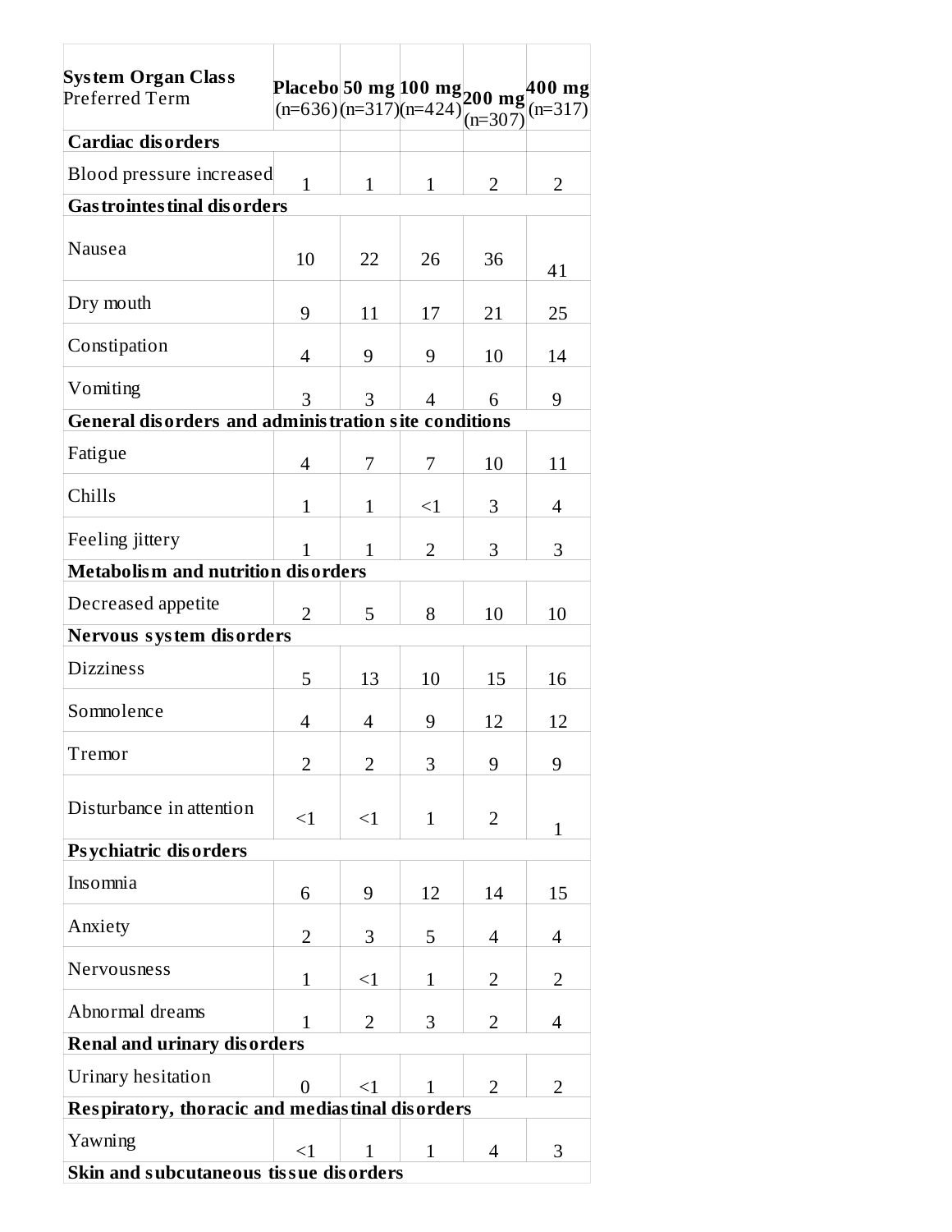| System Organ Class<br>Preferred Term | Placebo (n=636) | 50 mg (n=317) | 100 mg (n=424) | 200 mg (n=307) | 400 mg (n=317) |
|---|---|---|---|---|---|
| **Cardiac disorders** | | | | | |
| Blood pressure increased | 1 | 1 | 1 | 2 | 2 |
| **Gastrointestinal disorders** | | | | | |
| Nausea | 10 | 22 | 26 | 36 | 41 |
| Dry mouth | 9 | 11 | 17 | 21 | 25 |
| Constipation | 4 | 9 | 9 | 10 | 14 |
| Vomiting | 3 | 3 | 4 | 6 | 9 |
| **General disorders and administration site conditions** | | | | | |
| Fatigue | 4 | 7 | 7 | 10 | 11 |
| Chills | 1 | 1 | <1 | 3 | 4 |
| Feeling jittery | 1 | 1 | 2 | 3 | 3 |
| **Metabolism and nutrition disorders** | | | | | |
| Decreased appetite | 2 | 5 | 8 | 10 | 10 |
| **Nervous system disorders** | | | | | |
| Dizziness | 5 | 13 | 10 | 15 | 16 |
| Somnolence | 4 | 4 | 9 | 12 | 12 |
| Tremor | 2 | 2 | 3 | 9 | 9 |
| Disturbance in attention | <1 | <1 | 1 | 2 | 1 |
| **Psychiatric disorders** | | | | | |
| Insomnia | 6 | 9 | 12 | 14 | 15 |
| Anxiety | 2 | 3 | 5 | 4 | 4 |
| Nervousness | 1 | <1 | 1 | 2 | 2 |
| Abnormal dreams | 1 | 2 | 3 | 2 | 4 |
| **Renal and urinary disorders** | | | | | |
| Urinary hesitation | 0 | <1 | 1 | 2 | 2 |
| **Respiratory, thoracic and mediastinal disorders** | | | | | |
| Yawning | <1 | 1 | 1 | 4 | 3 |
| **Skin and subcutaneous tissue disorders** | | | | | |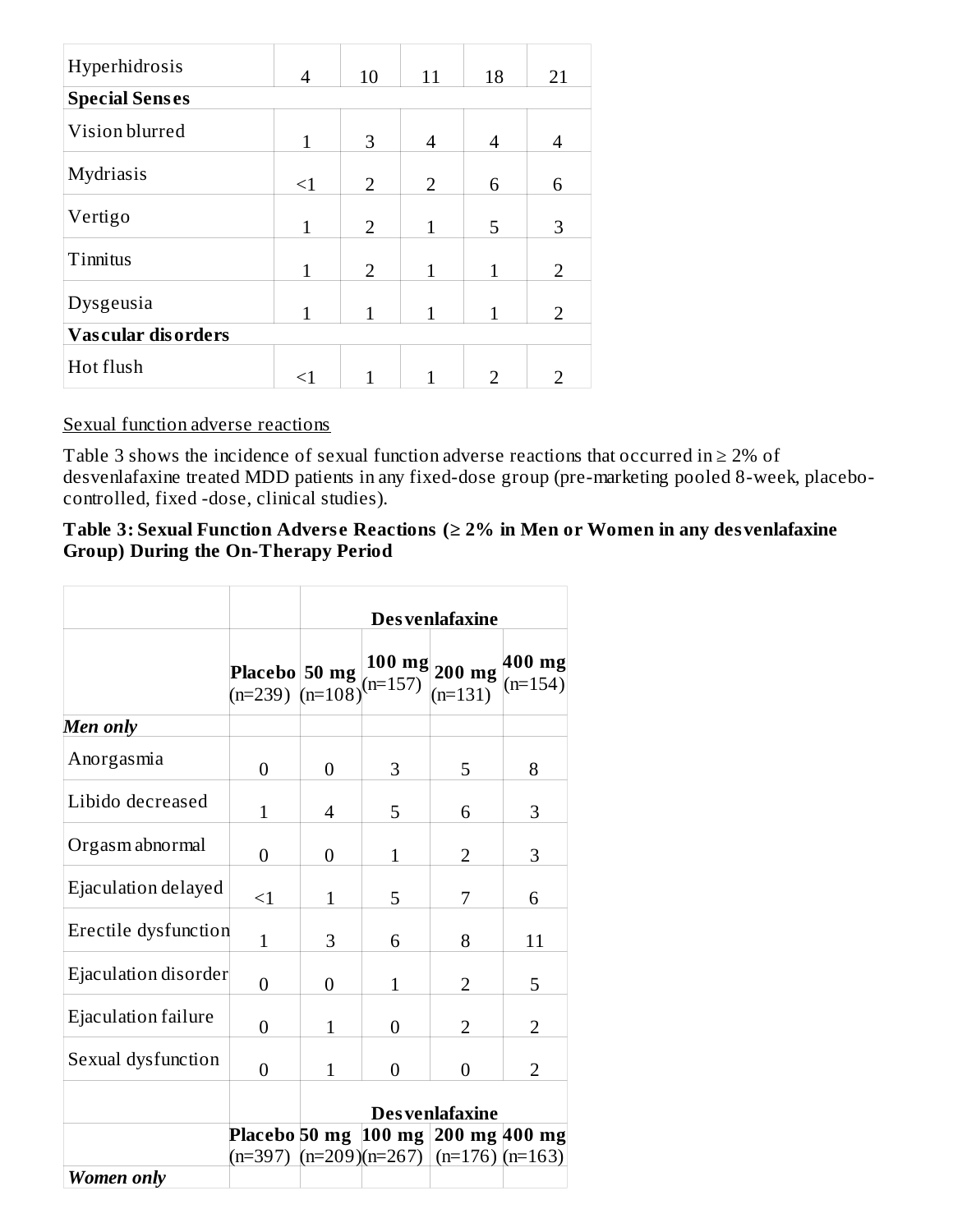| Hyperhidrosis | 4 | 10 | 11 | 18 | 21 |
|---|---|---|---|---|---|
| **Special Senses** | | | | | |
| Vision blurred | 1 | 3 | 4 | 4 | 4 |
| Mydriasis | <1 | 2 | 2 | 6 | 6 |
| Vertigo | 1 | 2 | 1 | 5 | 3 |
| Tinnitus | 1 | 2 | 1 | 1 | 2 |
| Dysgeusia | 1 | 1 | 1 | 1 | 2 |
| **Vascular disorders** | | | | | |
| Hot flush | <1 | 1 | 1 | 2 | 2 |

Sexual function adverse reactions

Table 3 shows the incidence of sexual function adverse reactions that occurred in ≥ 2% of desvenlafaxine treated MDD patients in any fixed-dose group (pre-marketing pooled 8-week, placebo-controlled, fixed -dose, clinical studies).

**Table 3: Sexual Function Adverse Reactions (≥ 2% in Men or Women in any desvenlafaxine Group) During the On-Therapy Period**

| | | **Desvenlafaxine** | | | |
|---|---|---|---|---|---|
| | **Placebo** (n=239) | **50 mg** (n=108) | **100 mg** (n=157) | **200 mg** (n=131) | **400 mg** (n=154) |
| ***Men only*** | | | | | |
| Anorgasmia | 0 | 0 | 3 | 5 | 8 |
| Libido decreased | 1 | 4 | 5 | 6 | 3 |
| Orgasm abnormal | 0 | 0 | 1 | 2 | 3 |
| Ejaculation delayed | <1 | 1 | 5 | 7 | 6 |
| Erectile dysfunction | 1 | 3 | 6 | 8 | 11 |
| Ejaculation disorder | 0 | 0 | 1 | 2 | 5 |
| Ejaculation failure | 0 | 1 | 0 | 2 | 2 |
| Sexual dysfunction | 0 | 1 | 0 | 0 | 2 |
| | | **Desvenlafaxine** | | | |
| | **Placebo** (n=397) | **50 mg** (n=209) | **100 mg** (n=267) | **200 mg** (n=176) | **400 mg** (n=163) |
| ***Women only*** | | | | | |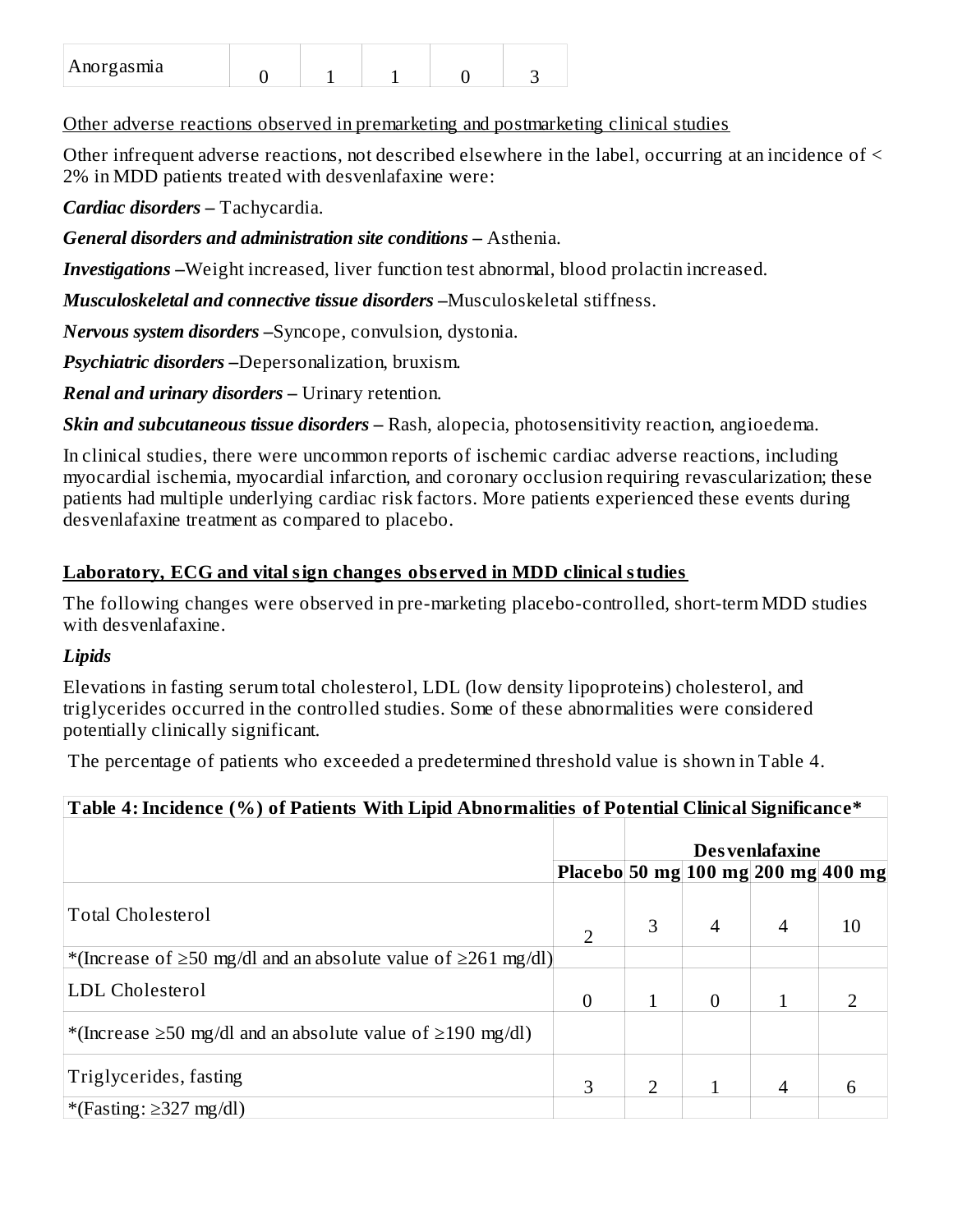| Anorgasmia | 0 | 1 | 1 | 0 | 3 |
|---|---|---|---|---|---|

Other adverse reactions observed in premarketing and postmarketing clinical studies

Other infrequent adverse reactions, not described elsewhere in the label, occurring at an incidence of < 2% in MDD patients treated with desvenlafaxine were:

***Cardiac disorders –*** Tachycardia.

***General disorders and administration site conditions –*** Asthenia.

***Investigations –***Weight increased, liver function test abnormal, blood prolactin increased.

***Musculoskeletal and connective tissue disorders –***Musculoskeletal stiffness.

***Nervous system disorders –***Syncope, convulsion, dystonia.

***Psychiatric disorders –***Depersonalization, bruxism.

***Renal and urinary disorders –*** Urinary retention.

***Skin and subcutaneous tissue disorders –*** Rash, alopecia, photosensitivity reaction, angioedema.

In clinical studies, there were uncommon reports of ischemic cardiac adverse reactions, including myocardial ischemia, myocardial infarction, and coronary occlusion requiring revascularization; these patients had multiple underlying cardiac risk factors. More patients experienced these events during desvenlafaxine treatment as compared to placebo.

**Laboratory, ECG and vital sign changes observed in MDD clinical studies**

The following changes were observed in pre-marketing placebo-controlled, short-term MDD studies with desvenlafaxine.

***Lipids***

Elevations in fasting serum total cholesterol, LDL (low density lipoproteins) cholesterol, and triglycerides occurred in the controlled studies. Some of these abnormalities were considered potentially clinically significant.

The percentage of patients who exceeded a predetermined threshold value is shown in Table 4.

**Table 4: Incidence (%) of Patients With Lipid Abnormalities of Potential Clinical Significance***

| | | **Desvenlafaxine** | | | |
|---|---|---|---|---|---|
| | **Placebo** | **50 mg** | **100 mg** | **200 mg** | **400 mg** |
| Total Cholesterol | 2 | 3 | 4 | 4 | 10 |
| *(Increase of ≥50 mg/dl and an absolute value of ≥261 mg/dl) | | | | | |
| LDL Cholesterol | 0 | 1 | 0 | 1 | 2 |
| *(Increase ≥50 mg/dl and an absolute value of ≥190 mg/dl) | | | | | |
| Triglycerides, fasting | 3 | 2 | 1 | 4 | 6 |
| *(Fasting: ≥327 mg/dl) | | | | | |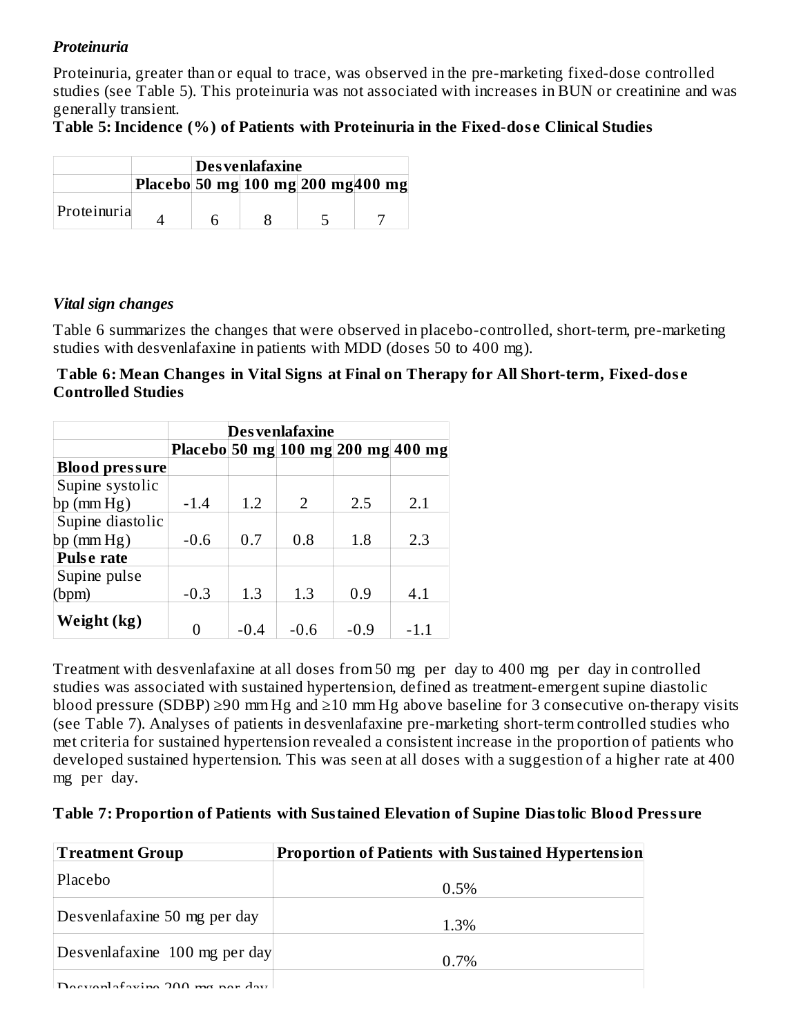*Proteinuria*

Proteinuria, greater than or equal to trace, was observed in the pre-marketing fixed-dose controlled studies (see Table 5). This proteinuria was not associated with increases in BUN or creatinine and was generally transient.

**Table 5: Incidence (%) of Patients with Proteinuria in the Fixed-dose Clinical Studies**

| | | Desvenlafaxine | | | |
|---|---|---|---|---|---|
| | Placebo | 50 mg | 100 mg | 200 mg | 400 mg |
| Proteinuria | 4 | 6 | 8 | 5 | 7 |

*Vital sign changes*

Table 6 summarizes the changes that were observed in placebo-controlled, short-term, pre-marketing studies with desvenlafaxine in patients with MDD (doses 50 to 400 mg).

**Table 6: Mean Changes in Vital Signs at Final on Therapy for All Short-term, Fixed-dose Controlled Studies**

| | | Desvenlafaxine | | | |
|---|---|---|---|---|---|
| | Placebo | 50 mg | 100 mg | 200 mg | 400 mg |
| **Blood pressure** | | | | | |
| Supine systolic bp (mm Hg) | -1.4 | 1.2 | 2 | 2.5 | 2.1 |
| Supine diastolic bp (mm Hg) | -0.6 | 0.7 | 0.8 | 1.8 | 2.3 |
| **Pulse rate** | | | | | |
| Supine pulse (bpm) | -0.3 | 1.3 | 1.3 | 0.9 | 4.1 |
| **Weight (kg)** | 0 | -0.4 | -0.6 | -0.9 | -1.1 |

Treatment with desvenlafaxine at all doses from 50 mg per day to 400 mg per day in controlled studies was associated with sustained hypertension, defined as treatment-emergent supine diastolic blood pressure (SDBP) ≥90 mm Hg and ≥10 mm Hg above baseline for 3 consecutive on-therapy visits (see Table 7). Analyses of patients in desvenlafaxine pre-marketing short-term controlled studies who met criteria for sustained hypertension revealed a consistent increase in the proportion of patients who developed sustained hypertension. This was seen at all doses with a suggestion of a higher rate at 400 mg per day.

**Table 7: Proportion of Patients with Sustained Elevation of Supine Diastolic Blood Pressure**

| Treatment Group | Proportion of Patients with Sustained Hypertension |
|---|---|
| Placebo | 0.5% |
| Desvenlafaxine 50 mg per day | 1.3% |
| Desvenlafaxine 100 mg per day | 0.7% |
| Desvenlafaxine 200 mg per day | |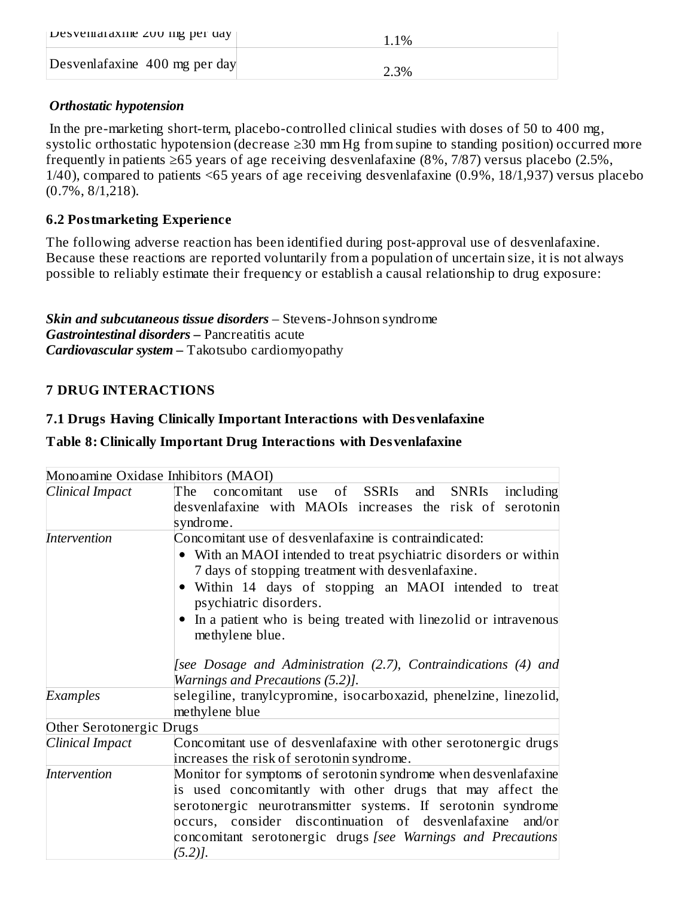| Desvenlafaxine 200 mg per day | 1.1% |
|---|---|
| Desvenlafaxine 400 mg per day | 2.3% |

***Orthostatic hypotension***

In the pre-marketing short-term, placebo-controlled clinical studies with doses of 50 to 400 mg, systolic orthostatic hypotension (decrease ≥30 mm Hg from supine to standing position) occurred more frequently in patients ≥65 years of age receiving desvenlafaxine (8%, 7/87) versus placebo (2.5%, 1/40), compared to patients <65 years of age receiving desvenlafaxine (0.9%, 18/1,937) versus placebo (0.7%, 8/1,218).

### 6.2 Postmarketing Experience

The following adverse reaction has been identified during post-approval use of desvenlafaxine. Because these reactions are reported voluntarily from a population of uncertain size, it is not always possible to reliably estimate their frequency or establish a causal relationship to drug exposure:

***Skin and subcutaneous tissue disorders*** – Stevens-Johnson syndrome
***Gastrointestinal disorders –*** Pancreatitis acute
***Cardiovascular system –*** Takotsubo cardiomyopathy

## 7 DRUG INTERACTIONS

### 7.1 Drugs Having Clinically Important Interactions with Desvenlafaxine

**Table 8: Clinically Important Drug Interactions with Desvenlafaxine**

| Monoamine Oxidase Inhibitors (MAOI) | |
|---|---|
| *Clinical Impact* | The concomitant use of SSRIs and SNRIs including desvenlafaxine with MAOIs increases the risk of serotonin syndrome. |
| *Intervention* | Concomitant use of desvenlafaxine is contraindicated: • With an MAOI intended to treat psychiatric disorders or within 7 days of stopping treatment with desvenlafaxine. • Within 14 days of stopping an MAOI intended to treat psychiatric disorders. • In a patient who is being treated with linezolid or intravenous methylene blue. *[see Dosage and Administration (2.7), Contraindications (4) and Warnings and Precautions (5.2)].* |
| *Examples* | selegiline, tranylcypromine, isocarboxazid, phenelzine, linezolid, methylene blue |
| Other Serotonergic Drugs | |
| *Clinical Impact* | Concomitant use of desvenlafaxine with other serotonergic drugs increases the risk of serotonin syndrome. |
| *Intervention* | Monitor for symptoms of serotonin syndrome when desvenlafaxine is used concomitantly with other drugs that may affect the serotonergic neurotransmitter systems. If serotonin syndrome occurs, consider discontinuation of desvenlafaxine and/or concomitant serotonergic drugs *[see Warnings and Precautions (5.2)].* |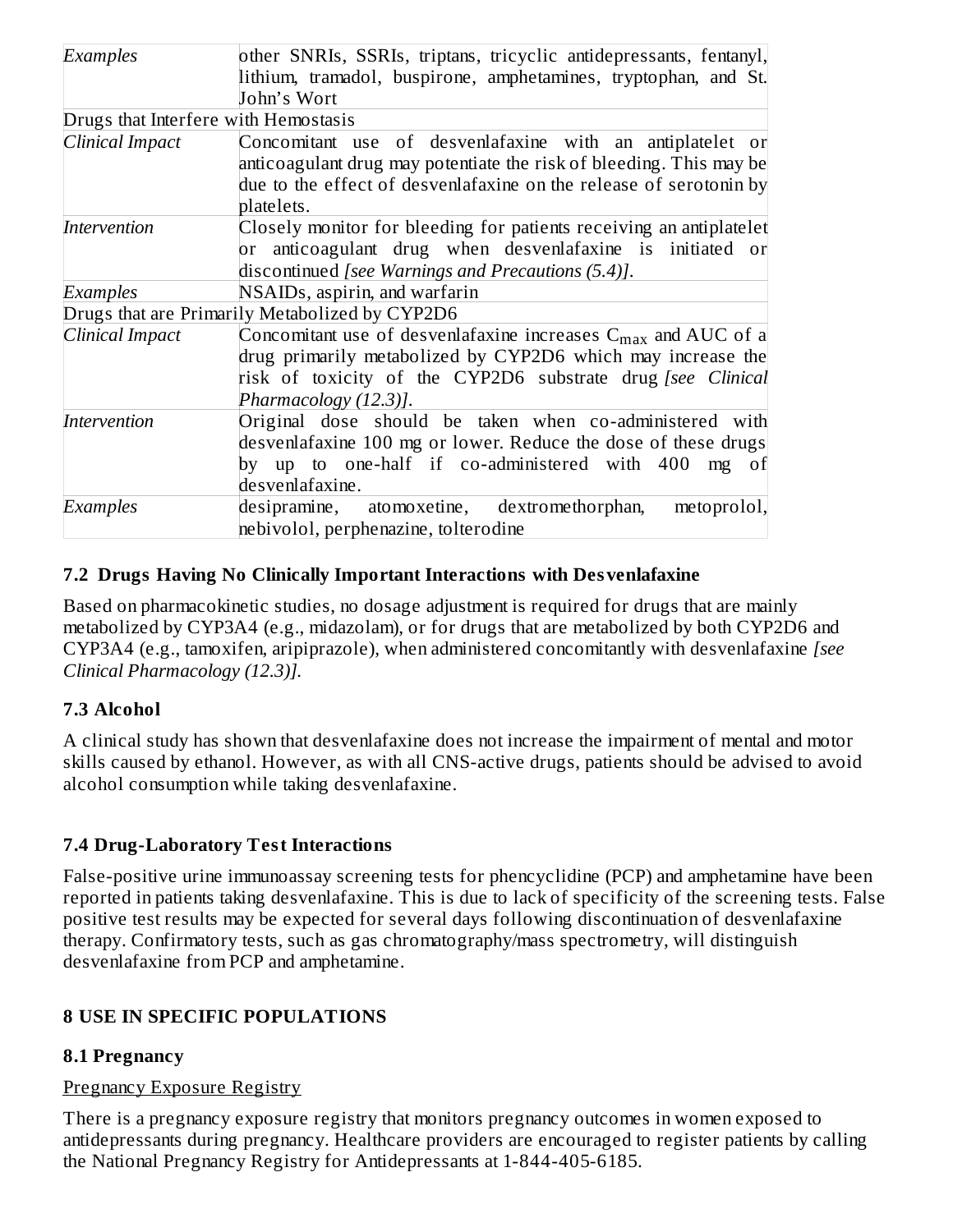| | |
|---|---|
| *Examples* | other SNRIs, SSRIs, triptans, tricyclic antidepressants, fentanyl, lithium, tramadol, buspirone, amphetamines, tryptophan, and St. John's Wort |
| Drugs that Interfere with Hemostasis | |
| *Clinical Impact* | Concomitant use of desvenlafaxine with an antiplatelet or anticoagulant drug may potentiate the risk of bleeding. This may be due to the effect of desvenlafaxine on the release of serotonin by platelets. |
| *Intervention* | Closely monitor for bleeding for patients receiving an antiplatelet or anticoagulant drug when desvenlafaxine is initiated or discontinued *[see Warnings and Precautions (5.4)]*. |
| *Examples* | NSAIDs, aspirin, and warfarin |
| Drugs that are Primarily Metabolized by CYP2D6 | |
| *Clinical Impact* | Concomitant use of desvenlafaxine increases $C_{max}$ and AUC of a drug primarily metabolized by CYP2D6 which may increase the risk of toxicity of the CYP2D6 substrate drug *[see Clinical Pharmacology (12.3)]*. |
| *Intervention* | Original dose should be taken when co-administered with desvenlafaxine 100 mg or lower. Reduce the dose of these drugs by up to one-half if co-administered with 400 mg of desvenlafaxine. |
| *Examples* | desipramine, atomoxetine, dextromethorphan, metoprolol, nebivolol, perphenazine, tolterodine |

### 7.2 Drugs Having No Clinically Important Interactions with Desvenlafaxine

Based on pharmacokinetic studies, no dosage adjustment is required for drugs that are mainly metabolized by CYP3A4 (e.g., midazolam), or for drugs that are metabolized by both CYP2D6 and CYP3A4 (e.g., tamoxifen, aripiprazole), when administered concomitantly with desvenlafaxine *[see Clinical Pharmacology (12.3)].*

### 7.3 Alcohol

A clinical study has shown that desvenlafaxine does not increase the impairment of mental and motor skills caused by ethanol. However, as with all CNS-active drugs, patients should be advised to avoid alcohol consumption while taking desvenlafaxine.

### 7.4 Drug-Laboratory Test Interactions

False-positive urine immunoassay screening tests for phencyclidine (PCP) and amphetamine have been reported in patients taking desvenlafaxine. This is due to lack of specificity of the screening tests. False positive test results may be expected for several days following discontinuation of desvenlafaxine therapy. Confirmatory tests, such as gas chromatography/mass spectrometry, will distinguish desvenlafaxine from PCP and amphetamine.

## 8 USE IN SPECIFIC POPULATIONS

### 8.1 Pregnancy

Pregnancy Exposure Registry

There is a pregnancy exposure registry that monitors pregnancy outcomes in women exposed to antidepressants during pregnancy. Healthcare providers are encouraged to register patients by calling the National Pregnancy Registry for Antidepressants at 1-844-405-6185.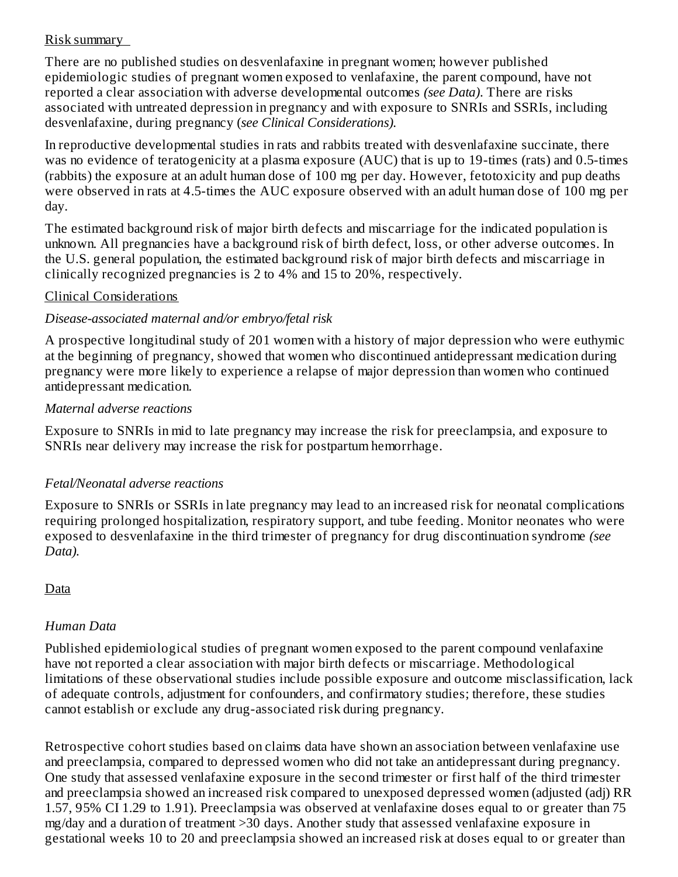Risk summary

There are no published studies on desvenlafaxine in pregnant women; however published epidemiologic studies of pregnant women exposed to venlafaxine, the parent compound, have not reported a clear association with adverse developmental outcomes *(see Data)*. There are risks associated with untreated depression in pregnancy and with exposure to SNRIs and SSRIs, including desvenlafaxine, during pregnancy (*see Clinical Considerations*).

In reproductive developmental studies in rats and rabbits treated with desvenlafaxine succinate, there was no evidence of teratogenicity at a plasma exposure (AUC) that is up to 19-times (rats) and 0.5-times (rabbits) the exposure at an adult human dose of 100 mg per day. However, fetotoxicity and pup deaths were observed in rats at 4.5-times the AUC exposure observed with an adult human dose of 100 mg per day.

The estimated background risk of major birth defects and miscarriage for the indicated population is unknown. All pregnancies have a background risk of birth defect, loss, or other adverse outcomes. In the U.S. general population, the estimated background risk of major birth defects and miscarriage in clinically recognized pregnancies is 2 to 4% and 15 to 20%, respectively.

Clinical Considerations

*Disease-associated maternal and/or embryo/fetal risk*

A prospective longitudinal study of 201 women with a history of major depression who were euthymic at the beginning of pregnancy, showed that women who discontinued antidepressant medication during pregnancy were more likely to experience a relapse of major depression than women who continued antidepressant medication.

*Maternal adverse reactions*

Exposure to SNRIs in mid to late pregnancy may increase the risk for preeclampsia, and exposure to SNRIs near delivery may increase the risk for postpartum hemorrhage.

*Fetal/Neonatal adverse reactions*

Exposure to SNRIs or SSRIs in late pregnancy may lead to an increased risk for neonatal complications requiring prolonged hospitalization, respiratory support, and tube feeding. Monitor neonates who were exposed to desvenlafaxine in the third trimester of pregnancy for drug discontinuation syndrome *(see Data)*.

Data

*Human Data*

Published epidemiological studies of pregnant women exposed to the parent compound venlafaxine have not reported a clear association with major birth defects or miscarriage. Methodological limitations of these observational studies include possible exposure and outcome misclassification, lack of adequate controls, adjustment for confounders, and confirmatory studies; therefore, these studies cannot establish or exclude any drug-associated risk during pregnancy.

Retrospective cohort studies based on claims data have shown an association between venlafaxine use and preeclampsia, compared to depressed women who did not take an antidepressant during pregnancy. One study that assessed venlafaxine exposure in the second trimester or first half of the third trimester and preeclampsia showed an increased risk compared to unexposed depressed women (adjusted (adj) RR 1.57, 95% CI 1.29 to 1.91). Preeclampsia was observed at venlafaxine doses equal to or greater than 75 mg/day and a duration of treatment >30 days. Another study that assessed venlafaxine exposure in gestational weeks 10 to 20 and preeclampsia showed an increased risk at doses equal to or greater than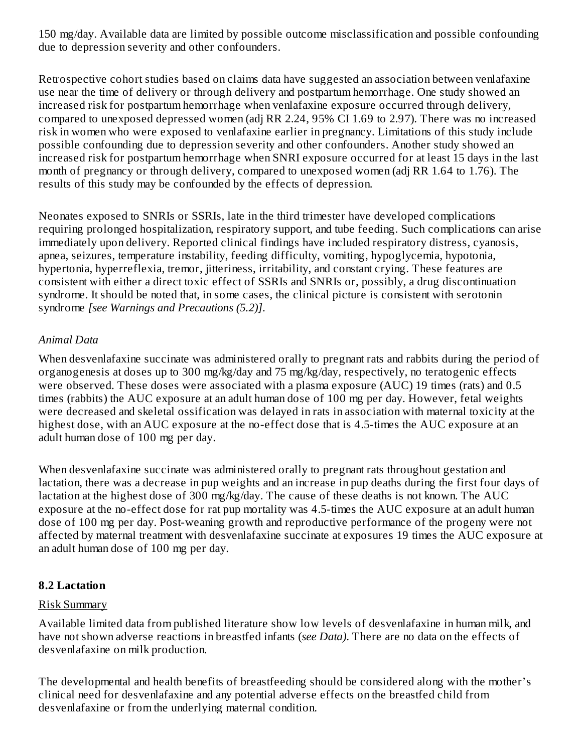150 mg/day. Available data are limited by possible outcome misclassification and possible confounding due to depression severity and other confounders.

Retrospective cohort studies based on claims data have suggested an association between venlafaxine use near the time of delivery or through delivery and postpartum hemorrhage. One study showed an increased risk for postpartum hemorrhage when venlafaxine exposure occurred through delivery, compared to unexposed depressed women (adj RR 2.24, 95% CI 1.69 to 2.97). There was no increased risk in women who were exposed to venlafaxine earlier in pregnancy. Limitations of this study include possible confounding due to depression severity and other confounders. Another study showed an increased risk for postpartum hemorrhage when SNRI exposure occurred for at least 15 days in the last month of pregnancy or through delivery, compared to unexposed women (adj RR 1.64 to 1.76). The results of this study may be confounded by the effects of depression.

Neonates exposed to SNRIs or SSRIs, late in the third trimester have developed complications requiring prolonged hospitalization, respiratory support, and tube feeding. Such complications can arise immediately upon delivery. Reported clinical findings have included respiratory distress, cyanosis, apnea, seizures, temperature instability, feeding difficulty, vomiting, hypoglycemia, hypotonia, hypertonia, hyperreflexia, tremor, jitteriness, irritability, and constant crying. These features are consistent with either a direct toxic effect of SSRIs and SNRIs or, possibly, a drug discontinuation syndrome. It should be noted that, in some cases, the clinical picture is consistent with serotonin syndrome *[see Warnings and Precautions (5.2)]*.

*Animal Data*

When desvenlafaxine succinate was administered orally to pregnant rats and rabbits during the period of organogenesis at doses up to 300 mg/kg/day and 75 mg/kg/day, respectively, no teratogenic effects were observed. These doses were associated with a plasma exposure (AUC) 19 times (rats) and 0.5 times (rabbits) the AUC exposure at an adult human dose of 100 mg per day. However, fetal weights were decreased and skeletal ossification was delayed in rats in association with maternal toxicity at the highest dose, with an AUC exposure at the no-effect dose that is 4.5-times the AUC exposure at an adult human dose of 100 mg per day.

When desvenlafaxine succinate was administered orally to pregnant rats throughout gestation and lactation, there was a decrease in pup weights and an increase in pup deaths during the first four days of lactation at the highest dose of 300 mg/kg/day. The cause of these deaths is not known. The AUC exposure at the no-effect dose for rat pup mortality was 4.5-times the AUC exposure at an adult human dose of 100 mg per day. Post-weaning growth and reproductive performance of the progeny were not affected by maternal treatment with desvenlafaxine succinate at exposures 19 times the AUC exposure at an adult human dose of 100 mg per day.

### 8.2 Lactation

Risk Summary

Available limited data from published literature show low levels of desvenlafaxine in human milk, and have not shown adverse reactions in breastfed infants (*see Data)*. There are no data on the effects of desvenlafaxine on milk production.

The developmental and health benefits of breastfeeding should be considered along with the mother's clinical need for desvenlafaxine and any potential adverse effects on the breastfed child from desvenlafaxine or from the underlying maternal condition.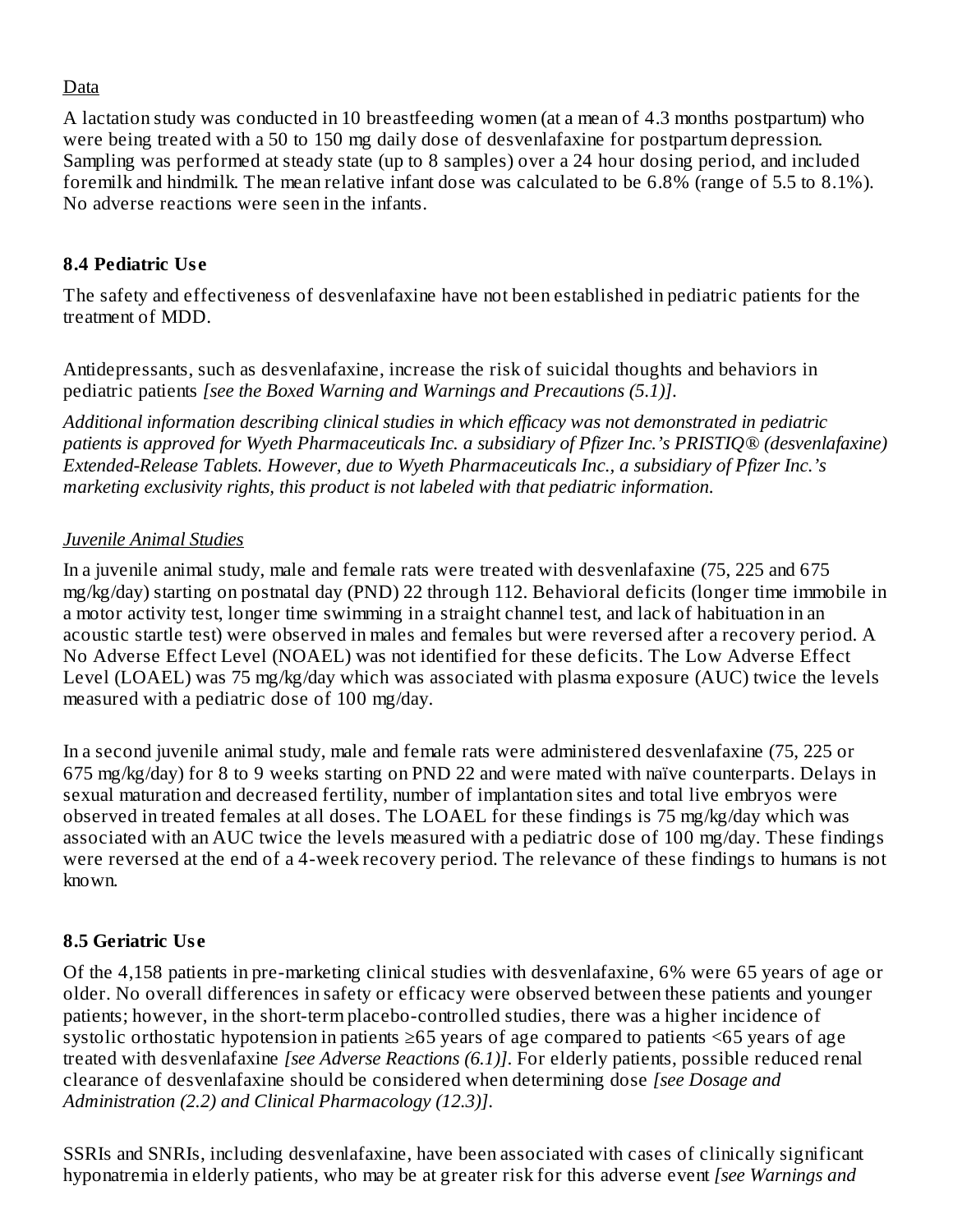Data

A lactation study was conducted in 10 breastfeeding women (at a mean of 4.3 months postpartum) who were being treated with a 50 to 150 mg daily dose of desvenlafaxine for postpartum depression. Sampling was performed at steady state (up to 8 samples) over a 24 hour dosing period, and included foremilk and hindmilk. The mean relative infant dose was calculated to be 6.8% (range of 5.5 to 8.1%). No adverse reactions were seen in the infants.

### 8.4 Pediatric Use

The safety and effectiveness of desvenlafaxine have not been established in pediatric patients for the treatment of MDD.

Antidepressants, such as desvenlafaxine, increase the risk of suicidal thoughts and behaviors in pediatric patients *[see the Boxed Warning and Warnings and Precautions (5.1)]*.

*Additional information describing clinical studies in which efficacy was not demonstrated in pediatric patients is approved for Wyeth Pharmaceuticals Inc. a subsidiary of Pfizer Inc.'s PRISTIQ® (desvenlafaxine) Extended-Release Tablets. However, due to Wyeth Pharmaceuticals Inc., a subsidiary of Pfizer Inc.'s marketing exclusivity rights, this product is not labeled with that pediatric information.*

*Juvenile Animal Studies*

In a juvenile animal study, male and female rats were treated with desvenlafaxine (75, 225 and 675 mg/kg/day) starting on postnatal day (PND) 22 through 112. Behavioral deficits (longer time immobile in a motor activity test, longer time swimming in a straight channel test, and lack of habituation in an acoustic startle test) were observed in males and females but were reversed after a recovery period. A No Adverse Effect Level (NOAEL) was not identified for these deficits. The Low Adverse Effect Level (LOAEL) was 75 mg/kg/day which was associated with plasma exposure (AUC) twice the levels measured with a pediatric dose of 100 mg/day.

In a second juvenile animal study, male and female rats were administered desvenlafaxine (75, 225 or 675 mg/kg/day) for 8 to 9 weeks starting on PND 22 and were mated with naïve counterparts. Delays in sexual maturation and decreased fertility, number of implantation sites and total live embryos were observed in treated females at all doses. The LOAEL for these findings is 75 mg/kg/day which was associated with an AUC twice the levels measured with a pediatric dose of 100 mg/day. These findings were reversed at the end of a 4-week recovery period. The relevance of these findings to humans is not known.

### 8.5 Geriatric Use

Of the 4,158 patients in pre-marketing clinical studies with desvenlafaxine, 6% were 65 years of age or older. No overall differences in safety or efficacy were observed between these patients and younger patients; however, in the short-term placebo-controlled studies, there was a higher incidence of systolic orthostatic hypotension in patients ≥65 years of age compared to patients <65 years of age treated with desvenlafaxine *[see Adverse Reactions (6.1)]*. For elderly patients, possible reduced renal clearance of desvenlafaxine should be considered when determining dose *[see Dosage and Administration (2.2) and Clinical Pharmacology (12.3)]*.

SSRIs and SNRIs, including desvenlafaxine, have been associated with cases of clinically significant hyponatremia in elderly patients, who may be at greater risk for this adverse event *[see Warnings and*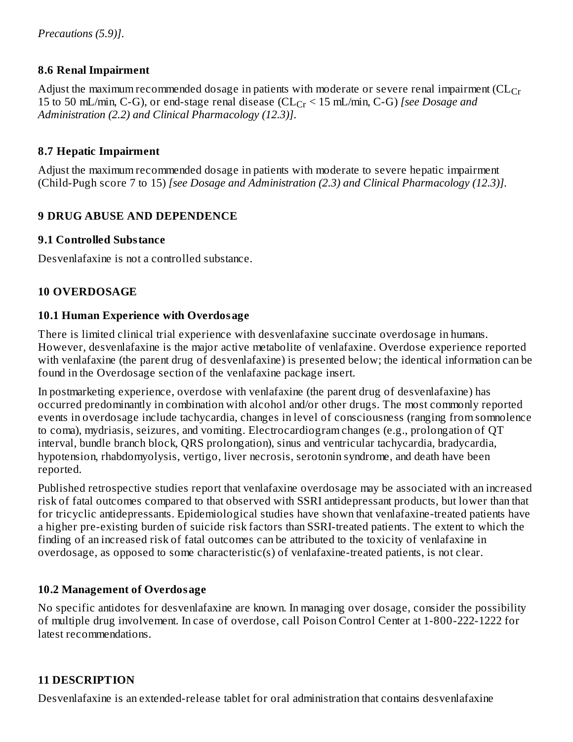*Precautions (5.9)]*.

### 8.6 Renal Impairment

Adjust the maximum recommended dosage in patients with moderate or severe renal impairment ($CL_{Cr}$ 15 to 50 mL/min, C-G), or end-stage renal disease ($CL_{Cr}$ < 15 mL/min, C-G) *[see Dosage and Administration (2.2) and Clinical Pharmacology (12.3)]*.

### 8.7 Hepatic Impairment

Adjust the maximum recommended dosage in patients with moderate to severe hepatic impairment (Child-Pugh score 7 to 15) *[see Dosage and Administration (2.3) and Clinical Pharmacology (12.3)]*.

## 9 DRUG ABUSE AND DEPENDENCE

### 9.1 Controlled Substance

Desvenlafaxine is not a controlled substance.

## 10 OVERDOSAGE

### 10.1 Human Experience with Overdosage

There is limited clinical trial experience with desvenlafaxine succinate overdosage in humans. However, desvenlafaxine is the major active metabolite of venlafaxine. Overdose experience reported with venlafaxine (the parent drug of desvenlafaxine) is presented below; the identical information can be found in the Overdosage section of the venlafaxine package insert.

In postmarketing experience, overdose with venlafaxine (the parent drug of desvenlafaxine) has occurred predominantly in combination with alcohol and/or other drugs. The most commonly reported events in overdosage include tachycardia, changes in level of consciousness (ranging from somnolence to coma), mydriasis, seizures, and vomiting. Electrocardiogram changes (e.g., prolongation of QT interval, bundle branch block, QRS prolongation), sinus and ventricular tachycardia, bradycardia, hypotension, rhabdomyolysis, vertigo, liver necrosis, serotonin syndrome, and death have been reported.

Published retrospective studies report that venlafaxine overdosage may be associated with an increased risk of fatal outcomes compared to that observed with SSRI antidepressant products, but lower than that for tricyclic antidepressants. Epidemiological studies have shown that venlafaxine-treated patients have a higher pre-existing burden of suicide risk factors than SSRI-treated patients. The extent to which the finding of an increased risk of fatal outcomes can be attributed to the toxicity of venlafaxine in overdosage, as opposed to some characteristic(s) of venlafaxine-treated patients, is not clear.

### 10.2 Management of Overdosage

No specific antidotes for desvenlafaxine are known. In managing over dosage, consider the possibility of multiple drug involvement. In case of overdose, call Poison Control Center at 1-800-222-1222 for latest recommendations.

## 11 DESCRIPTION

Desvenlafaxine is an extended-release tablet for oral administration that contains desvenlafaxine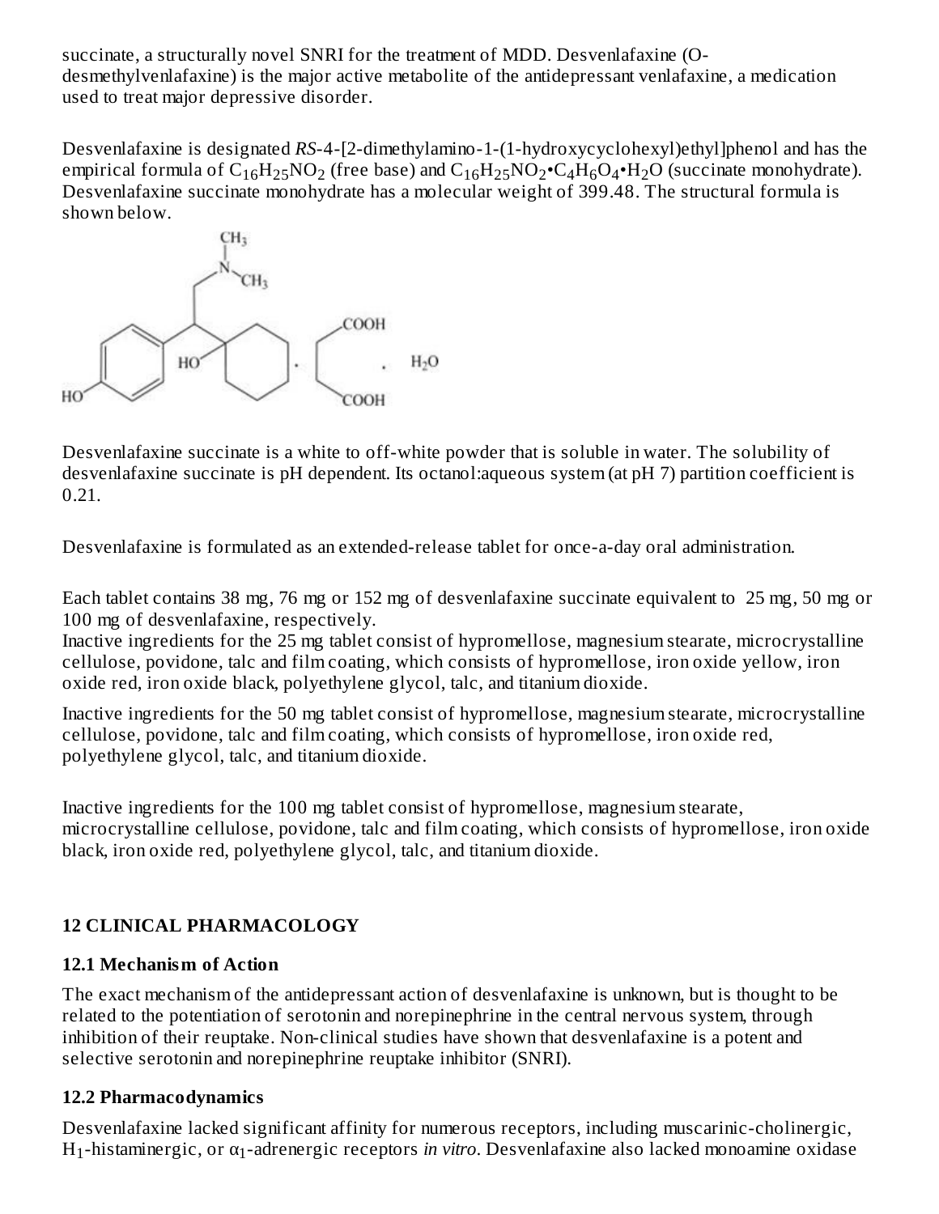succinate, a structurally novel SNRI for the treatment of MDD. Desvenlafaxine (O-desmethylvenlafaxine) is the major active metabolite of the antidepressant venlafaxine, a medication used to treat major depressive disorder.

Desvenlafaxine is designated *RS*-4-[2-dimethylamino-1-(1-hydroxycyclohexyl)ethyl]phenol and has the empirical formula of $C_{16}H_{25}NO_2$ (free base) and $C_{16}H_{25}NO_2$•$C_4H_6O_4$•$H_2O$ (succinate monohydrate). Desvenlafaxine succinate monohydrate has a molecular weight of 399.48. The structural formula is shown below.

Desvenlafaxine succinate is a white to off-white powder that is soluble in water. The solubility of desvenlafaxine succinate is pH dependent. Its octanol:aqueous system (at pH 7) partition coefficient is 0.21.

Desvenlafaxine is formulated as an extended-release tablet for once-a-day oral administration.

Each tablet contains 38 mg, 76 mg or 152 mg of desvenlafaxine succinate equivalent to 25 mg, 50 mg or 100 mg of desvenlafaxine, respectively.
Inactive ingredients for the 25 mg tablet consist of hypromellose, magnesium stearate, microcrystalline cellulose, povidone, talc and film coating, which consists of hypromellose, iron oxide yellow, iron oxide red, iron oxide black, polyethylene glycol, talc, and titanium dioxide.

Inactive ingredients for the 50 mg tablet consist of hypromellose, magnesium stearate, microcrystalline cellulose, povidone, talc and film coating, which consists of hypromellose, iron oxide red, polyethylene glycol, talc, and titanium dioxide.

Inactive ingredients for the 100 mg tablet consist of hypromellose, magnesium stearate, microcrystalline cellulose, povidone, talc and film coating, which consists of hypromellose, iron oxide black, iron oxide red, polyethylene glycol, talc, and titanium dioxide.

## 12 CLINICAL PHARMACOLOGY

### 12.1 Mechanism of Action

The exact mechanism of the antidepressant action of desvenlafaxine is unknown, but is thought to be related to the potentiation of serotonin and norepinephrine in the central nervous system, through inhibition of their reuptake. Non-clinical studies have shown that desvenlafaxine is a potent and selective serotonin and norepinephrine reuptake inhibitor (SNRI).

### 12.2 Pharmacodynamics

Desvenlafaxine lacked significant affinity for numerous receptors, including muscarinic-cholinergic, $H_1$-histaminergic, or $\alpha_1$-adrenergic receptors *in vitro*. Desvenlafaxine also lacked monoamine oxidase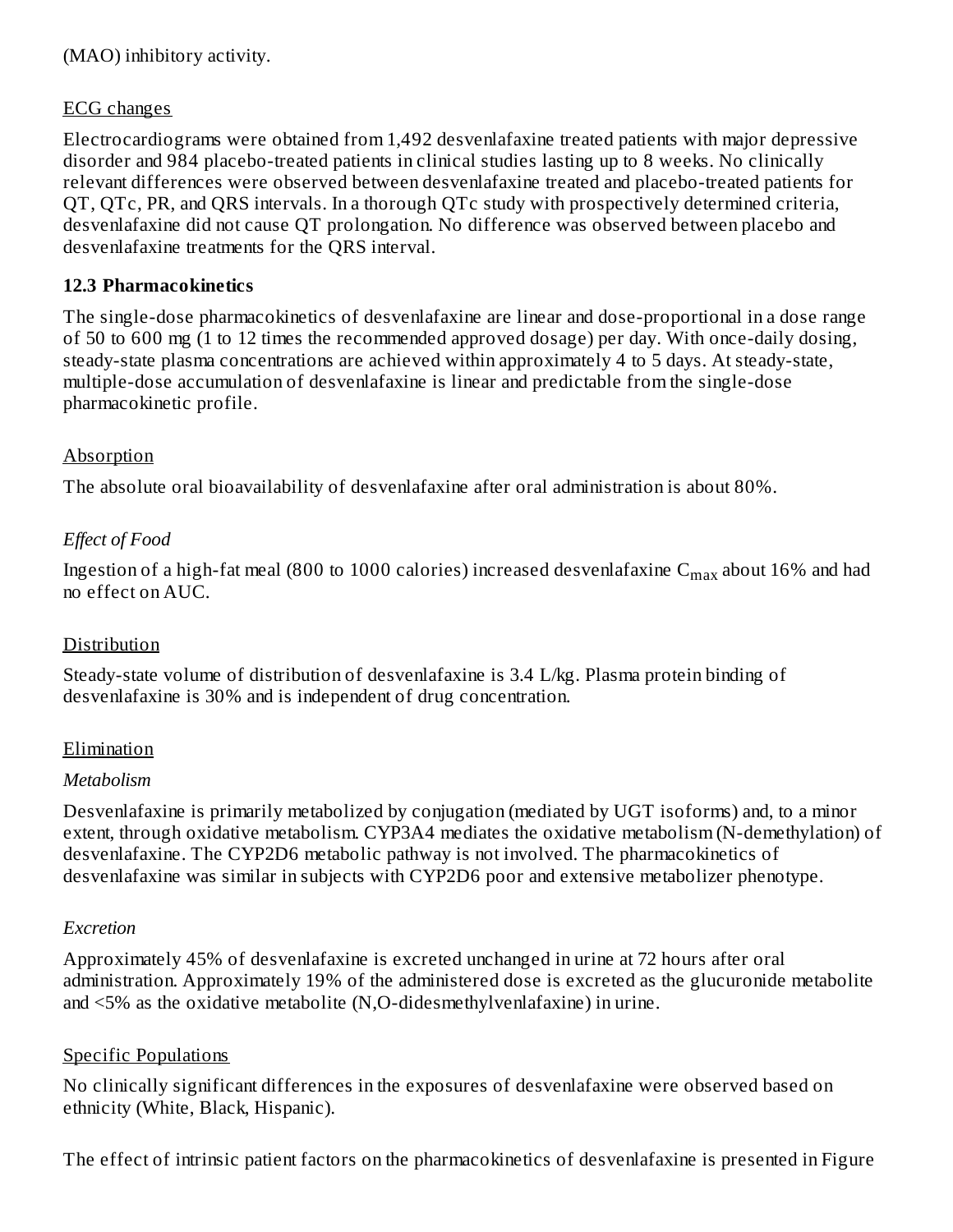(MAO) inhibitory activity.

ECG changes

Electrocardiograms were obtained from 1,492 desvenlafaxine treated patients with major depressive disorder and 984 placebo-treated patients in clinical studies lasting up to 8 weeks. No clinically relevant differences were observed between desvenlafaxine treated and placebo-treated patients for QT, QTc, PR, and QRS intervals. In a thorough QTc study with prospectively determined criteria, desvenlafaxine did not cause QT prolongation. No difference was observed between placebo and desvenlafaxine treatments for the QRS interval.

### 12.3 Pharmacokinetics

The single-dose pharmacokinetics of desvenlafaxine are linear and dose-proportional in a dose range of 50 to 600 mg (1 to 12 times the recommended approved dosage) per day. With once-daily dosing, steady-state plasma concentrations are achieved within approximately 4 to 5 days. At steady-state, multiple-dose accumulation of desvenlafaxine is linear and predictable from the single-dose pharmacokinetic profile.

Absorption

The absolute oral bioavailability of desvenlafaxine after oral administration is about 80%.

*Effect of Food*

Ingestion of a high-fat meal (800 to 1000 calories) increased desvenlafaxine $C_{max}$ about 16% and had no effect on AUC.

Distribution

Steady-state volume of distribution of desvenlafaxine is 3.4 L/kg. Plasma protein binding of desvenlafaxine is 30% and is independent of drug concentration.

Elimination

*Metabolism*

Desvenlafaxine is primarily metabolized by conjugation (mediated by UGT isoforms) and, to a minor extent, through oxidative metabolism. CYP3A4 mediates the oxidative metabolism (N-demethylation) of desvenlafaxine. The CYP2D6 metabolic pathway is not involved. The pharmacokinetics of desvenlafaxine was similar in subjects with CYP2D6 poor and extensive metabolizer phenotype.

*Excretion*

Approximately 45% of desvenlafaxine is excreted unchanged in urine at 72 hours after oral administration. Approximately 19% of the administered dose is excreted as the glucuronide metabolite and <5% as the oxidative metabolite (N,O-didesmethylvenlafaxine) in urine.

Specific Populations

No clinically significant differences in the exposures of desvenlafaxine were observed based on ethnicity (White, Black, Hispanic).

The effect of intrinsic patient factors on the pharmacokinetics of desvenlafaxine is presented in Figure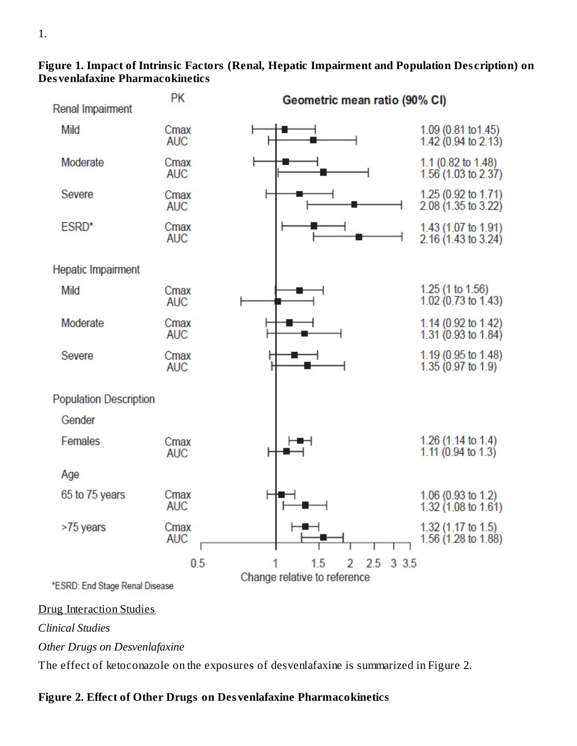1.

**Figure 1. Impact of Intrinsic Factors (Renal, Hepatic Impairment and Population Description) on Desvenlafaxine Pharmacokinetics**

| | PK | Geometric mean ratio (90% CI) |
|---|---|---|
| **Renal Impairment** | | |
| Mild | Cmax | 1.09 (0.81 to1.45) |
| | AUC | 1.42 (0.94 to 2.13) |
| Moderate | Cmax | 1.1 (0.82 to 1.48) |
| | AUC | 1.56 (1.03 to 2.37) |
| Severe | Cmax | 1.25 (0.92 to 1.71) |
| | AUC | 2.08 (1.35 to 3.22) |
| ESRD* | Cmax | 1.43 (1.07 to 1.91) |
| | AUC | 2.16 (1.43 to 3.24) |
| **Hepatic Impairment** | | |
| Mild | Cmax | 1.25 (1 to 1.56) |
| | AUC | 1.02 (0.73 to 1.43) |
| Moderate | Cmax | 1.14 (0.92 to 1.42) |
| | AUC | 1.31 (0.93 to 1.84) |
| Severe | Cmax | 1.19 (0.95 to 1.48) |
| | AUC | 1.35 (0.97 to 1.9) |
| **Population Description** | | |
| Gender | | |
| Females | Cmax | 1.26 (1.14 to 1.4) |
| | AUC | 1.11 (0.94 to 1.3) |
| Age | | |
| 65 to 75 years | Cmax | 1.06 (0.93 to 1.2) |
| | AUC | 1.32 (1.08 to 1.61) |
| >75 years | Cmax | 1.32 (1.17 to 1.5) |
| | AUC | 1.56 (1.28 to 1.88) |

Change relative to reference

*ESRD: End Stage Renal Disease

<u>Drug Interaction Studies</u>

*Clinical Studies*

*Other Drugs on Desvenlafaxine*

The effect of ketoconazole on the exposures of desvenlafaxine is summarized in Figure 2.

**Figure 2. Effect of Other Drugs on Desvenlafaxine Pharmacokinetics**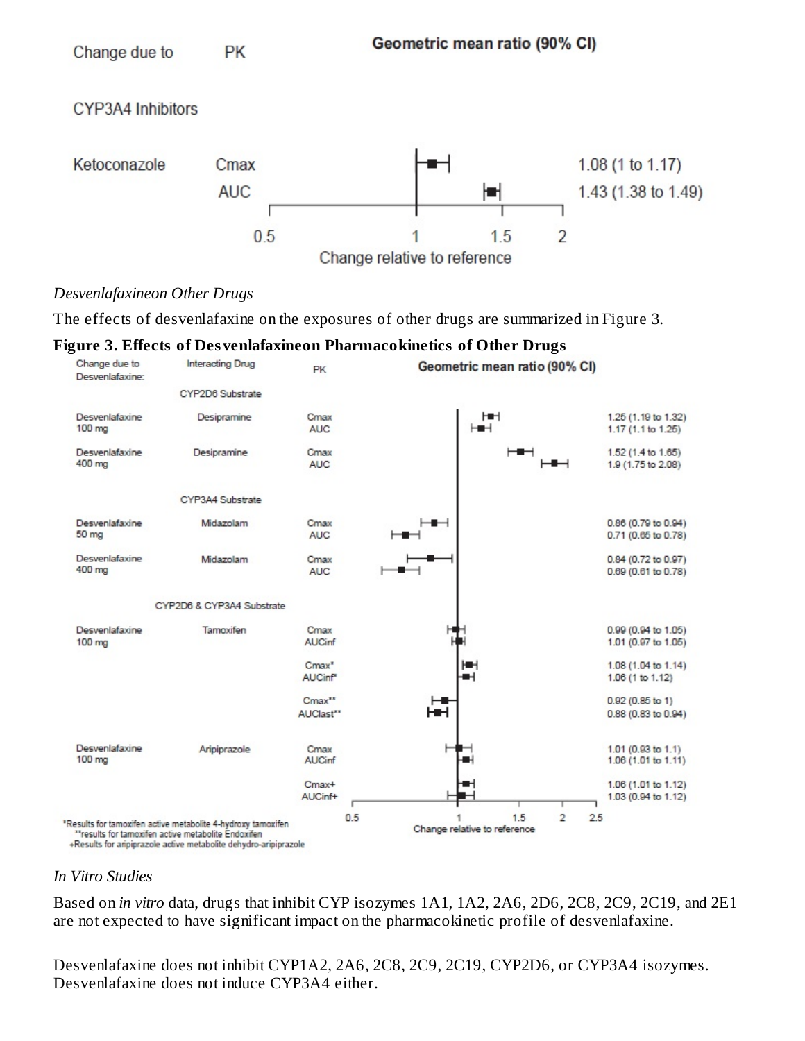| Change due to | PK | Geometric mean ratio (90% CI) |
|---|---|---|
| **CYP3A4 Inhibitors** | | |
| Ketoconazole | Cmax | 1.08 (1 to 1.17) |
| | AUC | 1.43 (1.38 to 1.49) |

*Desvenlafaxineon Other Drugs*

The effects of desvenlafaxine on the exposures of other drugs are summarized in Figure 3.

**Figure 3. Effects of Desvenlafaxineon Pharmacokinetics of Other Drugs**

| Change due to Desvenlafaxine: | Interacting Drug | PK | Geometric mean ratio (90% CI) |
|---|---|---|---|
| | **CYP2D6 Substrate** | | |
| Desvenlafaxine 100 mg | Desipramine | Cmax | 1.25 (1.19 to 1.32) |
| | | AUC | 1.17 (1.1 to 1.25) |
| Desvenlafaxine 400 mg | Desipramine | Cmax | 1.52 (1.4 to 1.65) |
| | | AUC | 1.9 (1.75 to 2.08) |
| | **CYP3A4 Substrate** | | |
| Desvenlafaxine 50 mg | Midazolam | Cmax | 0.86 (0.79 to 0.94) |
| | | AUC | 0.71 (0.65 to 0.78) |
| Desvenlafaxine 400 mg | Midazolam | Cmax | 0.84 (0.72 to 0.97) |
| | | AUC | 0.69 (0.61 to 0.78) |
| | **CYP2D6 & CYP3A4 Substrate** | | |
| Desvenlafaxine 100 mg | Tamoxifen | Cmax | 0.99 (0.94 to 1.05) |
| | | AUCinf | 1.01 (0.97 to 1.05) |
| | | Cmax* | 1.08 (1.04 to 1.14) |
| | | AUCinf* | 1.06 (1 to 1.12) |
| | | Cmax** | 0.92 (0.85 to 1) |
| | | AUClast** | 0.88 (0.83 to 0.94) |
| Desvenlafaxine 100 mg | Aripiprazole | Cmax | 1.01 (0.93 to 1.1) |
| | | AUCinf | 1.06 (1.01 to 1.11) |
| | | Cmax+ | 1.06 (1.01 to 1.12) |
| | | AUCinf+ | 1.03 (0.94 to 1.12) |

*Results for tamoxifen active metabolite 4-hydroxy tamoxifen
**results for tamoxifen active metabolite Endoxifen
+Results for aripiprazole active metabolite dehydro-aripiprazole

*In Vitro Studies*

Based on *in vitro* data, drugs that inhibit CYP isozymes 1A1, 1A2, 2A6, 2D6, 2C8, 2C9, 2C19, and 2E1 are not expected to have significant impact on the pharmacokinetic profile of desvenlafaxine.

Desvenlafaxine does not inhibit CYP1A2, 2A6, 2C8, 2C9, 2C19, CYP2D6, or CYP3A4 isozymes. Desvenlafaxine does not induce CYP3A4 either.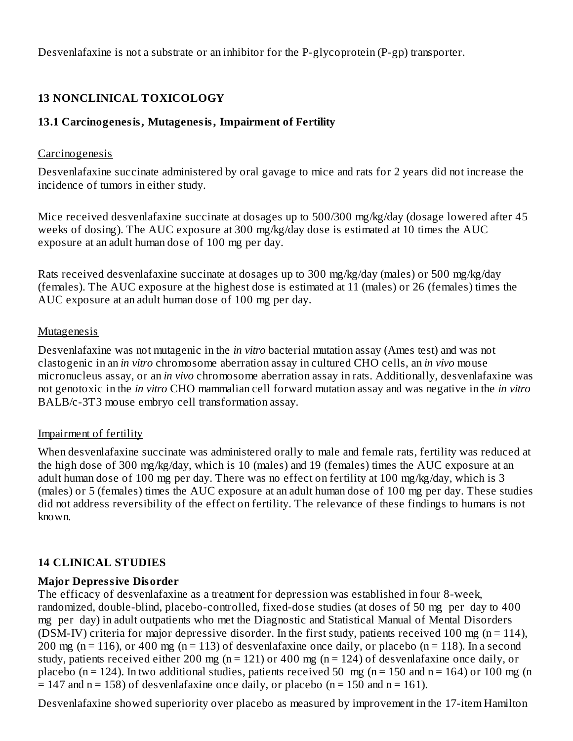Desvenlafaxine is not a substrate or an inhibitor for the P-glycoprotein (P-gp) transporter.

## 13 NONCLINICAL TOXICOLOGY

### 13.1 Carcinogenesis, Mutagenesis, Impairment of Fertility

Carcinogenesis

Desvenlafaxine succinate administered by oral gavage to mice and rats for 2 years did not increase the incidence of tumors in either study.

Mice received desvenlafaxine succinate at dosages up to 500/300 mg/kg/day (dosage lowered after 45 weeks of dosing). The AUC exposure at 300 mg/kg/day dose is estimated at 10 times the AUC exposure at an adult human dose of 100 mg per day.

Rats received desvenlafaxine succinate at dosages up to 300 mg/kg/day (males) or 500 mg/kg/day (females). The AUC exposure at the highest dose is estimated at 11 (males) or 26 (females) times the AUC exposure at an adult human dose of 100 mg per day.

Mutagenesis

Desvenlafaxine was not mutagenic in the *in vitro* bacterial mutation assay (Ames test) and was not clastogenic in an *in vitro* chromosome aberration assay in cultured CHO cells, an *in vivo* mouse micronucleus assay, or an *in vivo* chromosome aberration assay in rats. Additionally, desvenlafaxine was not genotoxic in the *in vitro* CHO mammalian cell forward mutation assay and was negative in the *in vitro* BALB/c-3T3 mouse embryo cell transformation assay.

Impairment of fertility

When desvenlafaxine succinate was administered orally to male and female rats, fertility was reduced at the high dose of 300 mg/kg/day, which is 10 (males) and 19 (females) times the AUC exposure at an adult human dose of 100 mg per day. There was no effect on fertility at 100 mg/kg/day, which is 3 (males) or 5 (females) times the AUC exposure at an adult human dose of 100 mg per day. These studies did not address reversibility of the effect on fertility. The relevance of these findings to humans is not known.

## 14 CLINICAL STUDIES

**Major Depressive Disorder**

The efficacy of desvenlafaxine as a treatment for depression was established in four 8-week, randomized, double-blind, placebo-controlled, fixed-dose studies (at doses of 50 mg per day to 400 mg per day) in adult outpatients who met the Diagnostic and Statistical Manual of Mental Disorders (DSM-IV) criteria for major depressive disorder. In the first study, patients received 100 mg (n = 114), 200 mg (n = 116), or 400 mg (n = 113) of desvenlafaxine once daily, or placebo (n = 118). In a second study, patients received either 200 mg (n = 121) or 400 mg (n = 124) of desvenlafaxine once daily, or placebo (n = 124). In two additional studies, patients received 50 mg (n = 150 and n = 164) or 100 mg (n = 147 and n = 158) of desvenlafaxine once daily, or placebo (n = 150 and n = 161).

Desvenlafaxine showed superiority over placebo as measured by improvement in the 17-item Hamilton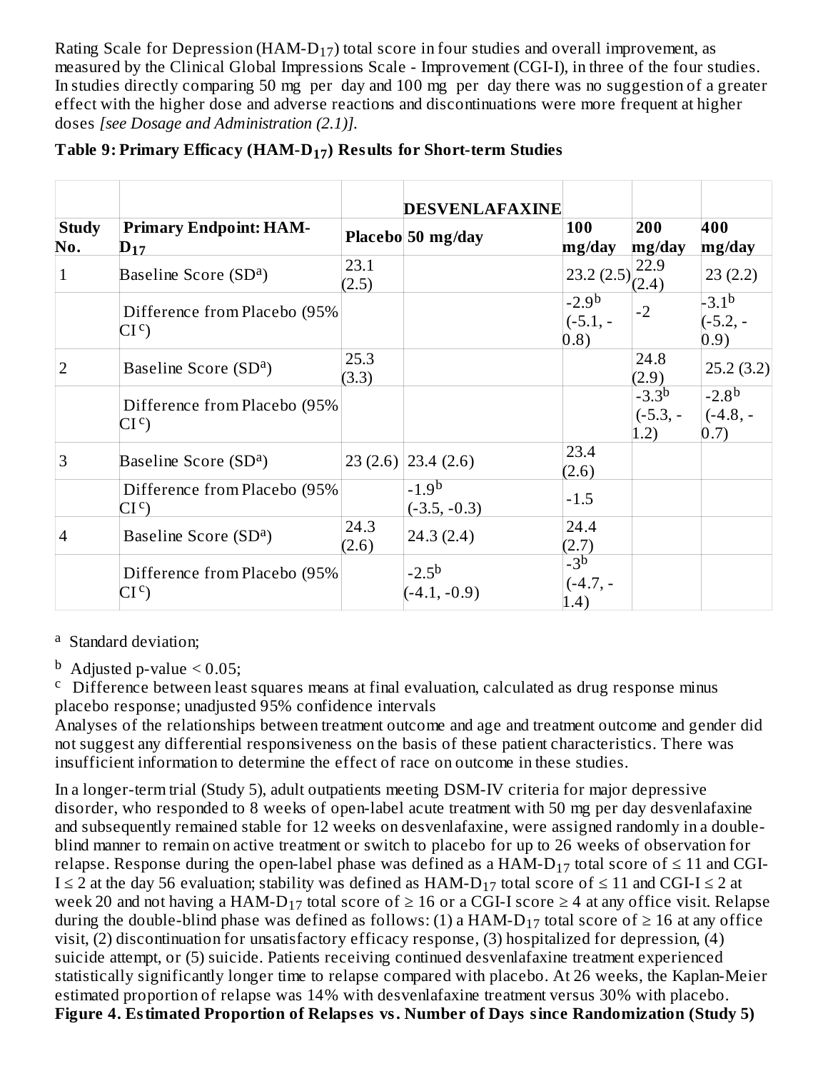Rating Scale for Depression (HAM-$D_{17}$) total score in four studies and overall improvement, as measured by the Clinical Global Impressions Scale - Improvement (CGI-I), in three of the four studies. In studies directly comparing 50 mg per day and 100 mg per day there was no suggestion of a greater effect with the higher dose and adverse reactions and discontinuations were more frequent at higher doses *[see Dosage and Administration (2.1)]*.

**Table 9: Primary Efficacy (HAM-$D_{17}$) Results for Short-term Studies**

| | | | DESVENLAFAXINE | | | |
|---|---|---|---|---|---|---|
| **Study No.** | **Primary Endpoint: HAM-$D_{17}$** | **Placebo** | **50 mg/day** | **100 mg/day** | **200 mg/day** | **400 mg/day** |
| 1 | Baseline Score (SD[a]) | 23.1 (2.5) | | 23.2 (2.5) | 22.9 (2.4) | 23 (2.2) |
| | Difference from Placebo (95% CI[c]) | | | -2.9[b] (-5.1, -0.8) | -2 | -3.1[b] (-5.2, -0.9) |
| 2 | Baseline Score (SD[a]) | 25.3 (3.3) | | | 24.8 (2.9) | 25.2 (3.2) |
| | Difference from Placebo (95% CI[c]) | | | | -3.3[b] (-5.3, -1.2) | -2.8[b] (-4.8, -0.7) |
| 3 | Baseline Score (SD[a]) | 23 (2.6) | 23.4 (2.6) | 23.4 (2.6) | | |
| | Difference from Placebo (95% CI[c]) | | -1.9[b] (-3.5, -0.3) | -1.5 | | |
| 4 | Baseline Score (SD[a]) | 24.3 (2.6) | 24.3 (2.4) | 24.4 (2.7) | | |
| | Difference from Placebo (95% CI[c]) | | -2.5[b] (-4.1, -0.9) | -3[b] (-4.7, -1.4) | | |

[a] Standard deviation;

[b] Adjusted p-value < 0.05;

[c] Difference between least squares means at final evaluation, calculated as drug response minus placebo response; unadjusted 95% confidence intervals

Analyses of the relationships between treatment outcome and age and treatment outcome and gender did not suggest any differential responsiveness on the basis of these patient characteristics. There was insufficient information to determine the effect of race on outcome in these studies.

In a longer-term trial (Study 5), adult outpatients meeting DSM-IV criteria for major depressive disorder, who responded to 8 weeks of open-label acute treatment with 50 mg per day desvenlafaxine and subsequently remained stable for 12 weeks on desvenlafaxine, were assigned randomly in a double-blind manner to remain on active treatment or switch to placebo for up to 26 weeks of observation for relapse. Response during the open-label phase was defined as a HAM-$D_{17}$ total score of ≤ 11 and CGI-I ≤ 2 at the day 56 evaluation; stability was defined as HAM-$D_{17}$ total score of ≤ 11 and CGI-I ≤ 2 at week 20 and not having a HAM-$D_{17}$ total score of ≥ 16 or a CGI-I score ≥ 4 at any office visit. Relapse during the double-blind phase was defined as follows: (1) a HAM-$D_{17}$ total score of ≥ 16 at any office visit, (2) discontinuation for unsatisfactory efficacy response, (3) hospitalized for depression, (4) suicide attempt, or (5) suicide. Patients receiving continued desvenlafaxine treatment experienced statistically significantly longer time to relapse compared with placebo. At 26 weeks, the Kaplan-Meier estimated proportion of relapse was 14% with desvenlafaxine treatment versus 30% with placebo.

**Figure 4. Estimated Proportion of Relapses vs. Number of Days since Randomization (Study 5)**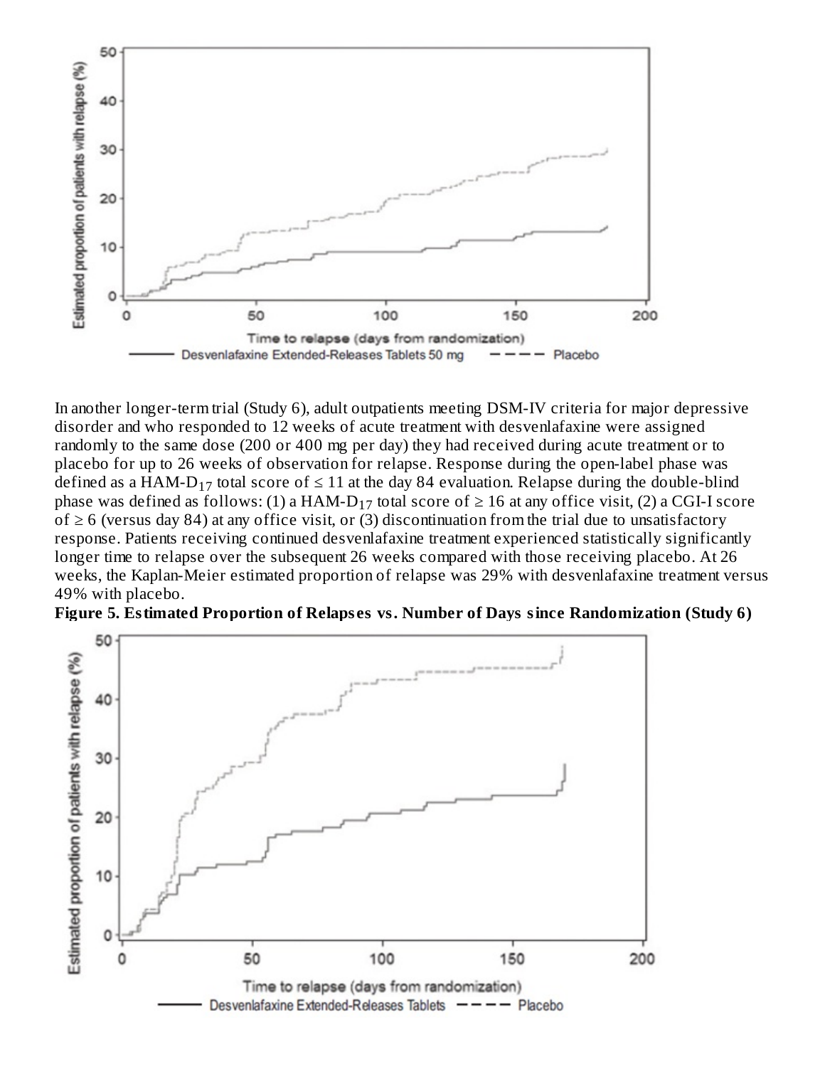In another longer-term trial (Study 6), adult outpatients meeting DSM-IV criteria for major depressive disorder and who responded to 12 weeks of acute treatment with desvenlafaxine were assigned randomly to the same dose (200 or 400 mg per day) they had received during acute treatment or to placebo for up to 26 weeks of observation for relapse. Response during the open-label phase was defined as a HAM-$D_{17}$ total score of ≤ 11 at the day 84 evaluation. Relapse during the double-blind phase was defined as follows: (1) a HAM-$D_{17}$ total score of ≥ 16 at any office visit, (2) a CGI-I score of ≥ 6 (versus day 84) at any office visit, or (3) discontinuation from the trial due to unsatisfactory response. Patients receiving continued desvenlafaxine treatment experienced statistically significantly longer time to relapse over the subsequent 26 weeks compared with those receiving placebo. At 26 weeks, the Kaplan-Meier estimated proportion of relapse was 29% with desvenlafaxine treatment versus 49% with placebo.

**Figure 5. Estimated Proportion of Relapses vs. Number of Days since Randomization (Study 6)**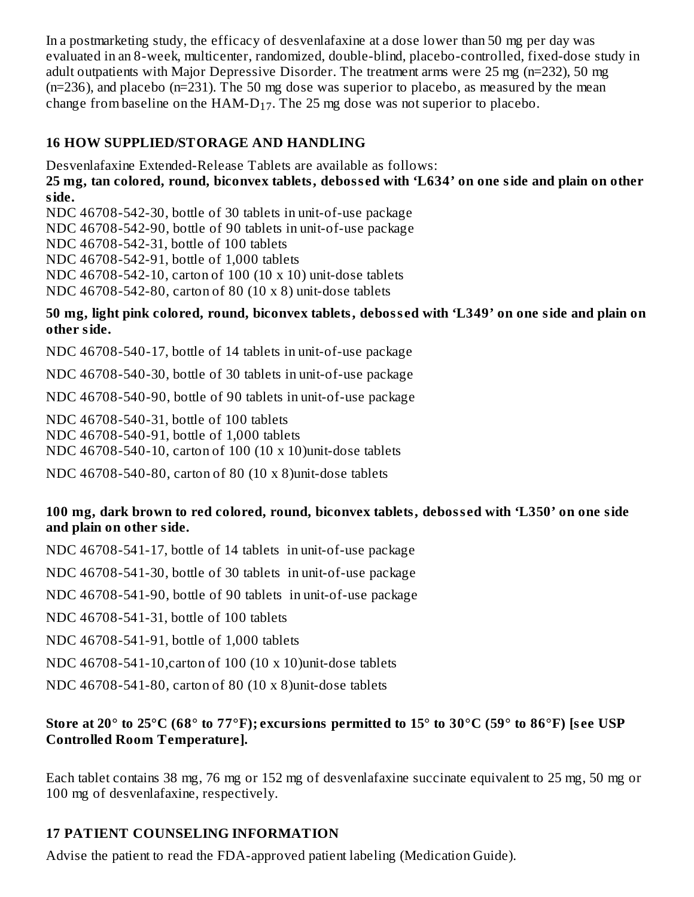In a postmarketing study, the efficacy of desvenlafaxine at a dose lower than 50 mg per day was evaluated in an 8-week, multicenter, randomized, double-blind, placebo-controlled, fixed-dose study in adult outpatients with Major Depressive Disorder. The treatment arms were 25 mg (n=232), 50 mg (n=236), and placebo (n=231). The 50 mg dose was superior to placebo, as measured by the mean change from baseline on the HAM-$D_{17}$. The 25 mg dose was not superior to placebo.

## 16 HOW SUPPLIED/STORAGE AND HANDLING

Desvenlafaxine Extended-Release Tablets are available as follows:

**25 mg, tan colored, round, biconvex tablets, debossed with 'L634' on one side and plain on other side.**

NDC 46708-542-30, bottle of 30 tablets in unit-of-use package
NDC 46708-542-90, bottle of 90 tablets in unit-of-use package
NDC 46708-542-31, bottle of 100 tablets
NDC 46708-542-91, bottle of 1,000 tablets
NDC 46708-542-10, carton of 100 (10 x 10) unit-dose tablets
NDC 46708-542-80, carton of 80 (10 x 8) unit-dose tablets

**50 mg, light pink colored, round, biconvex tablets, debossed with 'L349' on one side and plain on other side.**

NDC 46708-540-17, bottle of 14 tablets in unit-of-use package

NDC 46708-540-30, bottle of 30 tablets in unit-of-use package

NDC 46708-540-90, bottle of 90 tablets in unit-of-use package

NDC 46708-540-31, bottle of 100 tablets
NDC 46708-540-91, bottle of 1,000 tablets
NDC 46708-540-10, carton of 100 (10 x 10)unit-dose tablets

NDC 46708-540-80, carton of 80 (10 x 8)unit-dose tablets

**100 mg, dark brown to red colored, round, biconvex tablets, debossed with 'L350' on one side and plain on other side.**

NDC 46708-541-17, bottle of 14 tablets in unit-of-use package

NDC 46708-541-30, bottle of 30 tablets in unit-of-use package

NDC 46708-541-90, bottle of 90 tablets in unit-of-use package

NDC 46708-541-31, bottle of 100 tablets

NDC 46708-541-91, bottle of 1,000 tablets

NDC 46708-541-10,carton of 100 (10 x 10)unit-dose tablets

NDC 46708-541-80, carton of 80 (10 x 8)unit-dose tablets

**Store at 20° to 25°C (68° to 77°F); excursions permitted to 15° to 30°C (59° to 86°F) [see USP Controlled Room Temperature].**

Each tablet contains 38 mg, 76 mg or 152 mg of desvenlafaxine succinate equivalent to 25 mg, 50 mg or 100 mg of desvenlafaxine, respectively.

## 17 PATIENT COUNSELING INFORMATION

Advise the patient to read the FDA-approved patient labeling (Medication Guide).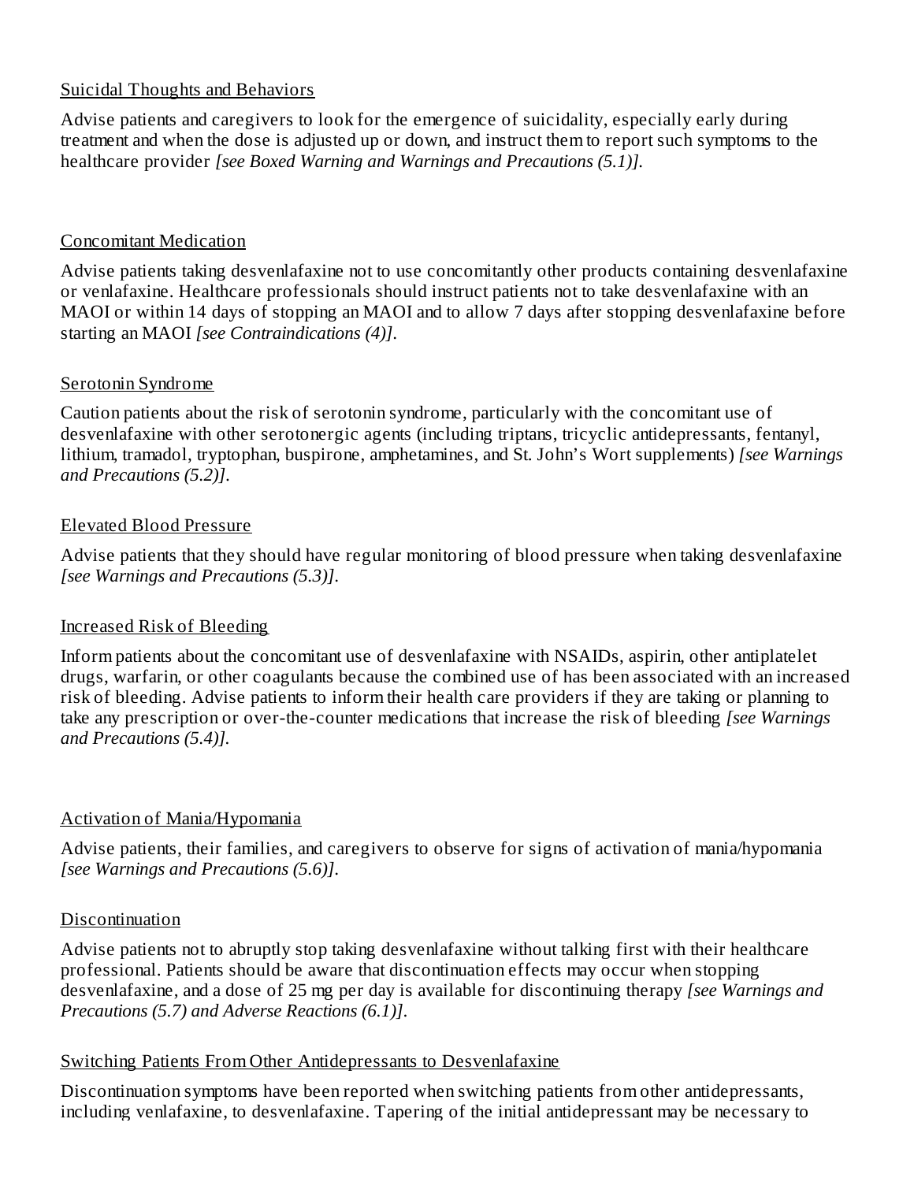Suicidal Thoughts and Behaviors

Advise patients and caregivers to look for the emergence of suicidality, especially early during treatment and when the dose is adjusted up or down, and instruct them to report such symptoms to the healthcare provider *[see Boxed Warning and Warnings and Precautions (5.1)].*

Concomitant Medication

Advise patients taking desvenlafaxine not to use concomitantly other products containing desvenlafaxine or venlafaxine. Healthcare professionals should instruct patients not to take desvenlafaxine with an MAOI or within 14 days of stopping an MAOI and to allow 7 days after stopping desvenlafaxine before starting an MAOI *[see Contraindications (4)].*

Serotonin Syndrome

Caution patients about the risk of serotonin syndrome, particularly with the concomitant use of desvenlafaxine with other serotonergic agents (including triptans, tricyclic antidepressants, fentanyl, lithium, tramadol, tryptophan, buspirone, amphetamines, and St. John's Wort supplements) *[see Warnings and Precautions (5.2)].*

Elevated Blood Pressure

Advise patients that they should have regular monitoring of blood pressure when taking desvenlafaxine *[see Warnings and Precautions (5.3)].*

Increased Risk of Bleeding

Inform patients about the concomitant use of desvenlafaxine with NSAIDs, aspirin, other antiplatelet drugs, warfarin, or other coagulants because the combined use of has been associated with an increased risk of bleeding. Advise patients to inform their health care providers if they are taking or planning to take any prescription or over-the-counter medications that increase the risk of bleeding *[see Warnings and Precautions (5.4)].*

Activation of Mania/Hypomania

Advise patients, their families, and caregivers to observe for signs of activation of mania/hypomania *[see Warnings and Precautions (5.6)].*

Discontinuation

Advise patients not to abruptly stop taking desvenlafaxine without talking first with their healthcare professional. Patients should be aware that discontinuation effects may occur when stopping desvenlafaxine, and a dose of 25 mg per day is available for discontinuing therapy *[see Warnings and Precautions (5.7) and Adverse Reactions (6.1)].*

Switching Patients From Other Antidepressants to Desvenlafaxine

Discontinuation symptoms have been reported when switching patients from other antidepressants, including venlafaxine, to desvenlafaxine. Tapering of the initial antidepressant may be necessary to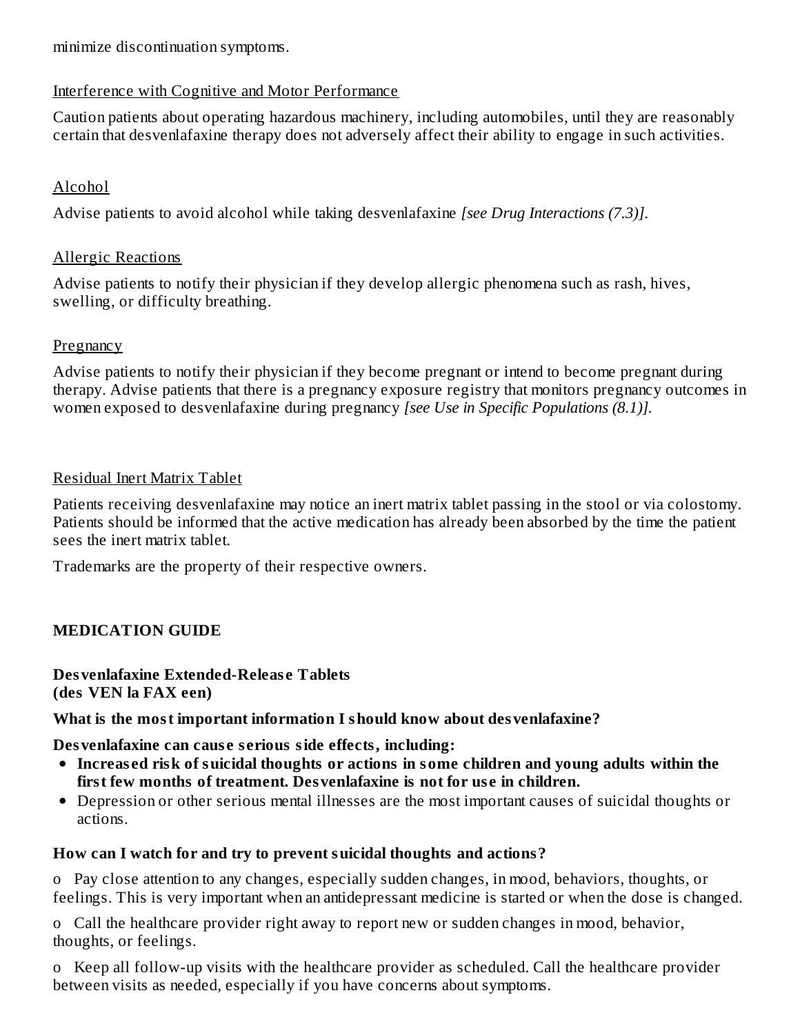minimize discontinuation symptoms.

Interference with Cognitive and Motor Performance

Caution patients about operating hazardous machinery, including automobiles, until they are reasonably certain that desvenlafaxine therapy does not adversely affect their ability to engage in such activities.

Alcohol

Advise patients to avoid alcohol while taking desvenlafaxine *[see Drug Interactions (7.3)].*

Allergic Reactions

Advise patients to notify their physician if they develop allergic phenomena such as rash, hives, swelling, or difficulty breathing.

Pregnancy

Advise patients to notify their physician if they become pregnant or intend to become pregnant during therapy. Advise patients that there is a pregnancy exposure registry that monitors pregnancy outcomes in women exposed to desvenlafaxine during pregnancy *[see Use in Specific Populations (8.1)].*

Residual Inert Matrix Tablet

Patients receiving desvenlafaxine may notice an inert matrix tablet passing in the stool or via colostomy. Patients should be informed that the active medication has already been absorbed by the time the patient sees the inert matrix tablet.

Trademarks are the property of their respective owners.

## MEDICATION GUIDE

**Desvenlafaxine Extended-Release Tablets**
**(des VEN la FAX een)**

**What is the most important information I should know about desvenlafaxine?**

**Desvenlafaxine can cause serious side effects, including:**

- **Increased risk of suicidal thoughts or actions in some children and young adults within the first few months of treatment. Desvenlafaxine is not for use in children.**
- Depression or other serious mental illnesses are the most important causes of suicidal thoughts or actions.

**How can I watch for and try to prevent suicidal thoughts and actions?**

o Pay close attention to any changes, especially sudden changes, in mood, behaviors, thoughts, or feelings. This is very important when an antidepressant medicine is started or when the dose is changed.

o Call the healthcare provider right away to report new or sudden changes in mood, behavior, thoughts, or feelings.

o Keep all follow-up visits with the healthcare provider as scheduled. Call the healthcare provider between visits as needed, especially if you have concerns about symptoms.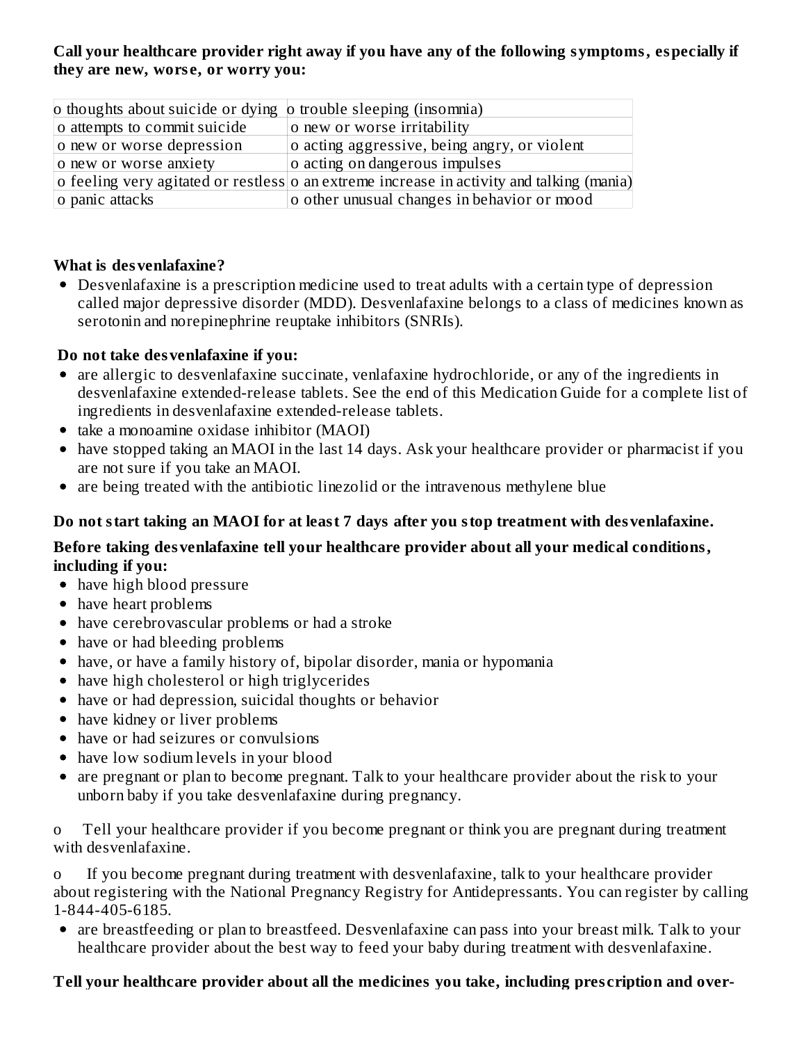**Call your healthcare provider right away if you have any of the following symptoms, especially if they are new, worse, or worry you:**

| | |
|---|---|
| o thoughts about suicide or dying | o trouble sleeping (insomnia) |
| o attempts to commit suicide | o new or worse irritability |
| o new or worse depression | o acting aggressive, being angry, or violent |
| o new or worse anxiety | o acting on dangerous impulses |
| o feeling very agitated or restless | o an extreme increase in activity and talking (mania) |
| o panic attacks | o other unusual changes in behavior or mood |

**What is desvenlafaxine?**

- Desvenlafaxine is a prescription medicine used to treat adults with a certain type of depression called major depressive disorder (MDD). Desvenlafaxine belongs to a class of medicines known as serotonin and norepinephrine reuptake inhibitors (SNRIs).

**Do not take desvenlafaxine if you:**

- are allergic to desvenlafaxine succinate, venlafaxine hydrochloride, or any of the ingredients in desvenlafaxine extended-release tablets. See the end of this Medication Guide for a complete list of ingredients in desvenlafaxine extended-release tablets.
- take a monoamine oxidase inhibitor (MAOI)
- have stopped taking an MAOI in the last 14 days. Ask your healthcare provider or pharmacist if you are not sure if you take an MAOI.
- are being treated with the antibiotic linezolid or the intravenous methylene blue

**Do not start taking an MAOI for at least 7 days after you stop treatment with desvenlafaxine.**

**Before taking desvenlafaxine tell your healthcare provider about all your medical conditions, including if you:**

- have high blood pressure
- have heart problems
- have cerebrovascular problems or had a stroke
- have or had bleeding problems
- have, or have a family history of, bipolar disorder, mania or hypomania
- have high cholesterol or high triglycerides
- have or had depression, suicidal thoughts or behavior
- have kidney or liver problems
- have or had seizures or convulsions
- have low sodium levels in your blood
- are pregnant or plan to become pregnant. Talk to your healthcare provider about the risk to your unborn baby if you take desvenlafaxine during pregnancy.

o Tell your healthcare provider if you become pregnant or think you are pregnant during treatment with desvenlafaxine.

o If you become pregnant during treatment with desvenlafaxine, talk to your healthcare provider about registering with the National Pregnancy Registry for Antidepressants. You can register by calling 1-844-405-6185.

- are breastfeeding or plan to breastfeed. Desvenlafaxine can pass into your breast milk. Talk to your healthcare provider about the best way to feed your baby during treatment with desvenlafaxine.

**Tell your healthcare provider about all the medicines you take, including prescription and over-**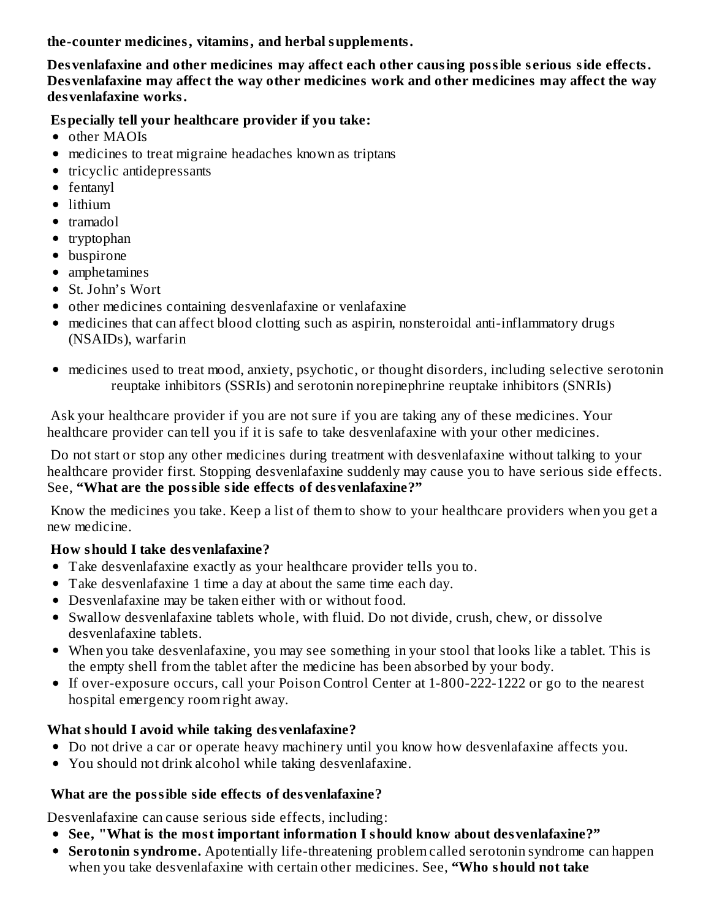**the-counter medicines, vitamins, and herbal supplements.**

**Desvenlafaxine and other medicines may affect each other causing possible serious side effects. Desvenlafaxine may affect the way other medicines work and other medicines may affect the way desvenlafaxine works.**

**Especially tell your healthcare provider if you take:**

- other MAOIs
- medicines to treat migraine headaches known as triptans
- tricyclic antidepressants
- fentanyl
- lithium
- tramadol
- tryptophan
- buspirone
- amphetamines
- St. John's Wort
- other medicines containing desvenlafaxine or venlafaxine
- medicines that can affect blood clotting such as aspirin, nonsteroidal anti-inflammatory drugs (NSAIDs), warfarin
- medicines used to treat mood, anxiety, psychotic, or thought disorders, including selective serotonin reuptake inhibitors (SSRIs) and serotonin norepinephrine reuptake inhibitors (SNRIs)

Ask your healthcare provider if you are not sure if you are taking any of these medicines. Your healthcare provider can tell you if it is safe to take desvenlafaxine with your other medicines.

Do not start or stop any other medicines during treatment with desvenlafaxine without talking to your healthcare provider first. Stopping desvenlafaxine suddenly may cause you to have serious side effects. See, **"What are the possible side effects of desvenlafaxine?"**

Know the medicines you take. Keep a list of them to show to your healthcare providers when you get a new medicine.

**How should I take desvenlafaxine?**

- Take desvenlafaxine exactly as your healthcare provider tells you to.
- Take desvenlafaxine 1 time a day at about the same time each day.
- Desvenlafaxine may be taken either with or without food.
- Swallow desvenlafaxine tablets whole, with fluid. Do not divide, crush, chew, or dissolve desvenlafaxine tablets.
- When you take desvenlafaxine, you may see something in your stool that looks like a tablet. This is the empty shell from the tablet after the medicine has been absorbed by your body.
- If over-exposure occurs, call your Poison Control Center at 1-800-222-1222 or go to the nearest hospital emergency room right away.

**What should I avoid while taking desvenlafaxine?**

- Do not drive a car or operate heavy machinery until you know how desvenlafaxine affects you.
- You should not drink alcohol while taking desvenlafaxine.

**What are the possible side effects of desvenlafaxine?**

Desvenlafaxine can cause serious side effects, including:

- **See, "What is the most important information I should know about desvenlafaxine?"**
- **Serotonin syndrome.** Apotentially life-threatening problem called serotonin syndrome can happen when you take desvenlafaxine with certain other medicines. See, **"Who should not take**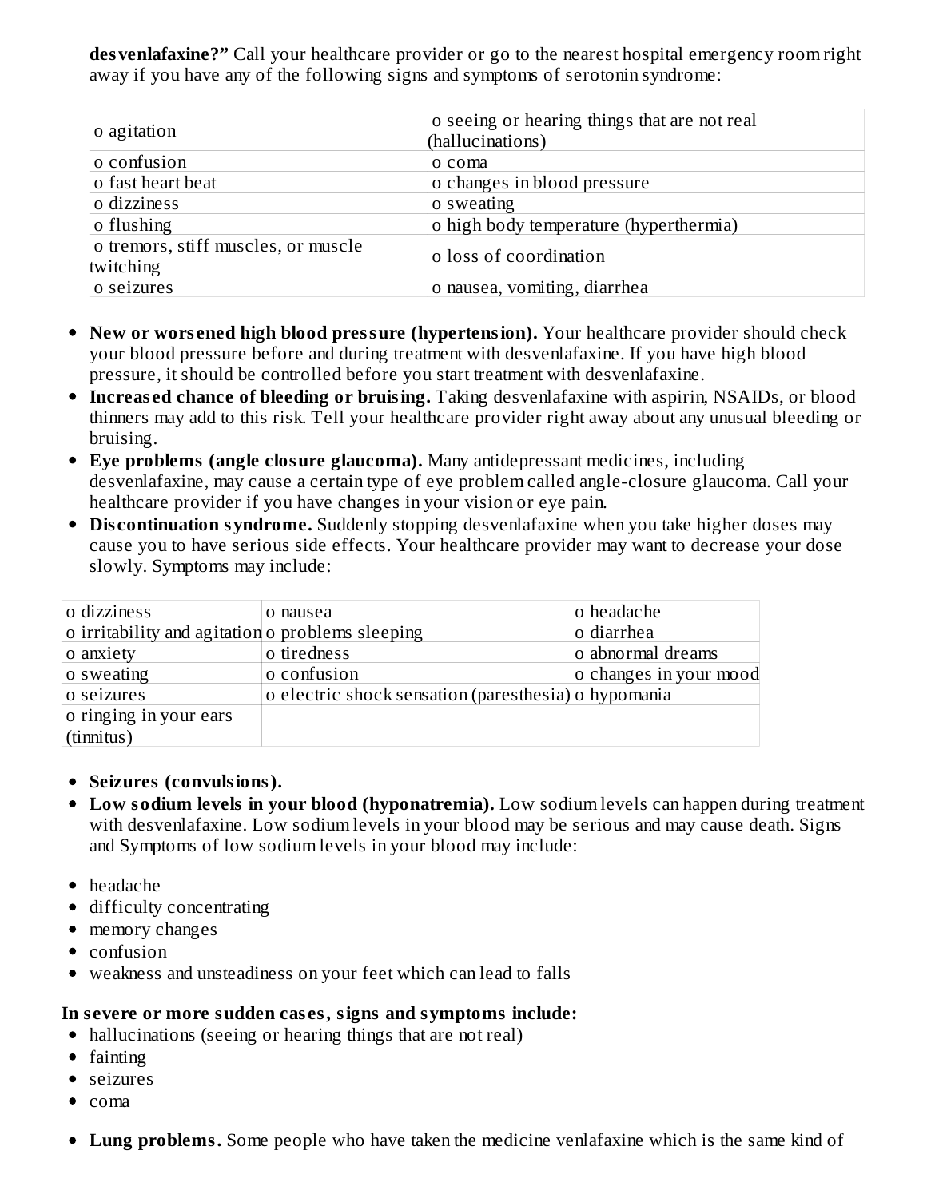**desvenlafaxine?"** Call your healthcare provider or go to the nearest hospital emergency room right away if you have any of the following signs and symptoms of serotonin syndrome:

| | |
|---|---|
| o agitation | o seeing or hearing things that are not real (hallucinations) |
| o confusion | o coma |
| o fast heart beat | o changes in blood pressure |
| o dizziness | o sweating |
| o flushing | o high body temperature (hyperthermia) |
| o tremors, stiff muscles, or muscle twitching | o loss of coordination |
| o seizures | o nausea, vomiting, diarrhea |

- **New or worsened high blood pressure (hypertension).** Your healthcare provider should check your blood pressure before and during treatment with desvenlafaxine. If you have high blood pressure, it should be controlled before you start treatment with desvenlafaxine.
- **Increased chance of bleeding or bruising.** Taking desvenlafaxine with aspirin, NSAIDs, or blood thinners may add to this risk. Tell your healthcare provider right away about any unusual bleeding or bruising.
- **Eye problems (angle closure glaucoma).** Many antidepressant medicines, including desvenlafaxine, may cause a certain type of eye problem called angle-closure glaucoma. Call your healthcare provider if you have changes in your vision or eye pain.
- **Discontinuation syndrome.** Suddenly stopping desvenlafaxine when you take higher doses may cause you to have serious side effects. Your healthcare provider may want to decrease your dose slowly. Symptoms may include:

| | | |
|---|---|---|
| o dizziness | o nausea | o headache |
| o irritability and agitation | o problems sleeping | o diarrhea |
| o anxiety | o tiredness | o abnormal dreams |
| o sweating | o confusion | o changes in your mood |
| o seizures | o electric shock sensation (paresthesia) | o hypomania |
| o ringing in your ears (tinnitus) | | |

- **Seizures (convulsions).**
- **Low sodium levels in your blood (hyponatremia).** Low sodium levels can happen during treatment with desvenlafaxine. Low sodium levels in your blood may be serious and may cause death. Signs and Symptoms of low sodium levels in your blood may include:

- headache
- difficulty concentrating
- memory changes
- confusion
- weakness and unsteadiness on your feet which can lead to falls

**In severe or more sudden cases, signs and symptoms include:**

- hallucinations (seeing or hearing things that are not real)
- fainting
- seizures
- coma

- **Lung problems.** Some people who have taken the medicine venlafaxine which is the same kind of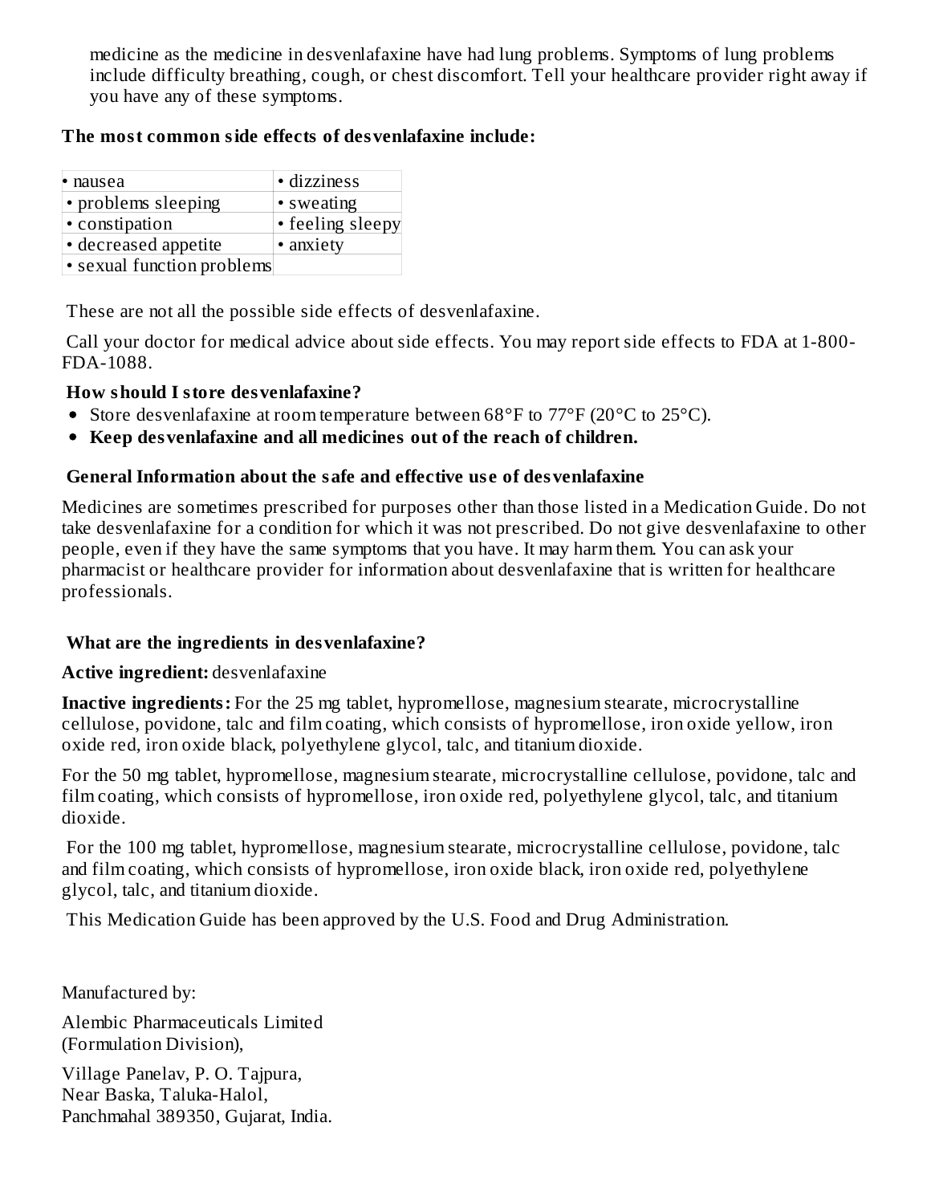medicine as the medicine in desvenlafaxine have had lung problems. Symptoms of lung problems include difficulty breathing, cough, or chest discomfort. Tell your healthcare provider right away if you have any of these symptoms.

**The most common side effects of desvenlafaxine include:**

| • nausea | • dizziness |
|---|---|
| • problems sleeping | • sweating |
| • constipation | • feeling sleepy |
| • decreased appetite | • anxiety |
| • sexual function problems | |

These are not all the possible side effects of desvenlafaxine.

Call your doctor for medical advice about side effects. You may report side effects to FDA at 1-800-FDA-1088.

**How should I store desvenlafaxine?**

- Store desvenlafaxine at room temperature between 68°F to 77°F (20°C to 25°C).
- **Keep desvenlafaxine and all medicines out of the reach of children.**

**General Information about the safe and effective use of desvenlafaxine**

Medicines are sometimes prescribed for purposes other than those listed in a Medication Guide. Do not take desvenlafaxine for a condition for which it was not prescribed. Do not give desvenlafaxine to other people, even if they have the same symptoms that you have. It may harm them. You can ask your pharmacist or healthcare provider for information about desvenlafaxine that is written for healthcare professionals.

**What are the ingredients in desvenlafaxine?**

**Active ingredient:** desvenlafaxine

**Inactive ingredients:** For the 25 mg tablet, hypromellose, magnesium stearate, microcrystalline cellulose, povidone, talc and film coating, which consists of hypromellose, iron oxide yellow, iron oxide red, iron oxide black, polyethylene glycol, talc, and titanium dioxide.

For the 50 mg tablet, hypromellose, magnesium stearate, microcrystalline cellulose, povidone, talc and film coating, which consists of hypromellose, iron oxide red, polyethylene glycol, talc, and titanium dioxide.

For the 100 mg tablet, hypromellose, magnesium stearate, microcrystalline cellulose, povidone, talc and film coating, which consists of hypromellose, iron oxide black, iron oxide red, polyethylene glycol, talc, and titanium dioxide.

This Medication Guide has been approved by the U.S. Food and Drug Administration.

Manufactured by:

Alembic Pharmaceuticals Limited
(Formulation Division),

Village Panelav, P. O. Tajpura,
Near Baska, Taluka-Halol,
Panchmahal 389350, Gujarat, India.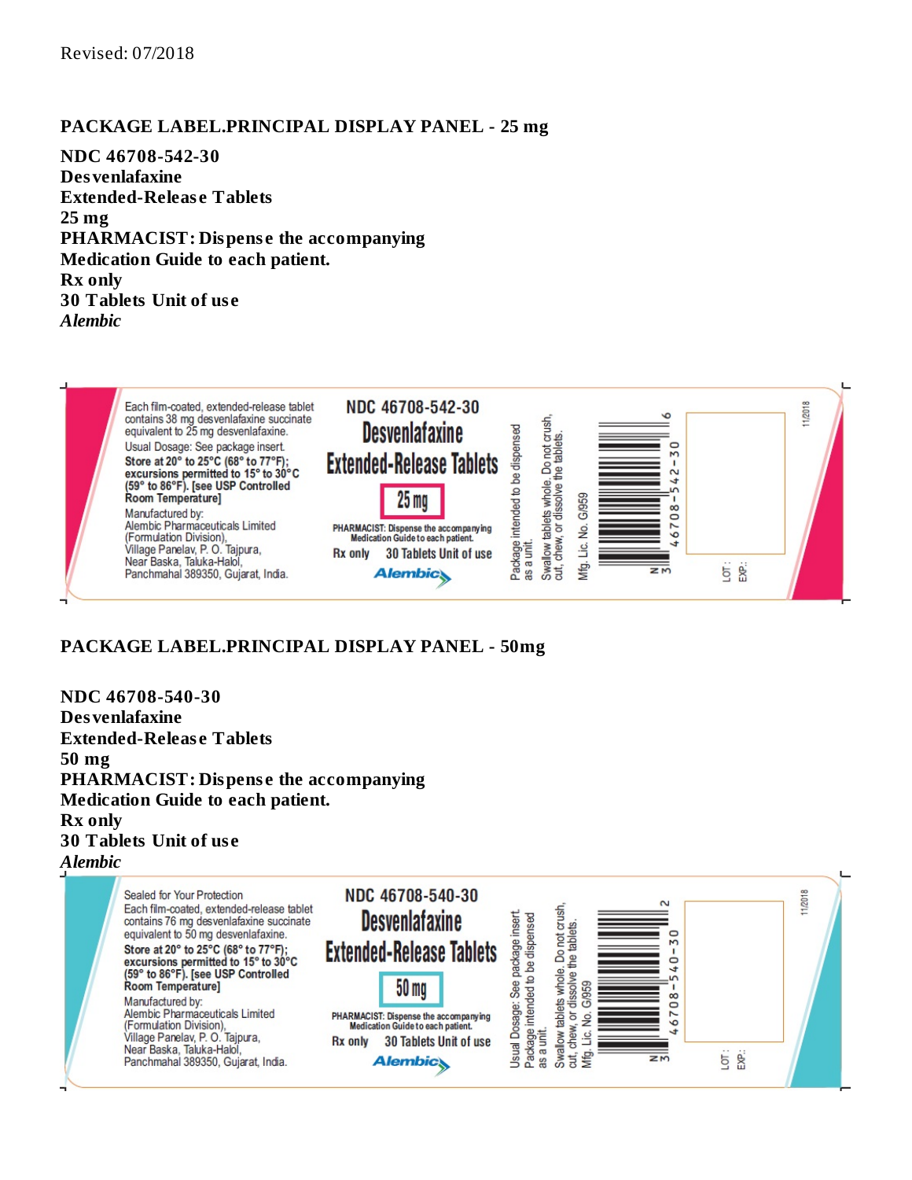Revised: 07/2018

## PACKAGE LABEL.PRINCIPAL DISPLAY PANEL - 25 mg

**NDC 46708-542-30**
**Desvenlafaxine**
**Extended-Release Tablets**
**25 mg**
**PHARMACIST: Dispense the accompanying Medication Guide to each patient.**
**Rx only**
**30 Tablets Unit of use**
***Alembic***

Each film-coated, extended-release tablet contains 38 mg desvenlafaxine succinate equivalent to 25 mg desvenlafaxine.
Usual Dosage: See package insert.
**Store at 20° to 25°C (68° to 77°F); excursions permitted to 15° to 30°C (59° to 86°F). [see USP Controlled Room Temperature]**
Manufactured by:
Alembic Pharmaceuticals Limited (Formulation Division),
Village Panelav, P. O. Tajpura,
Near Baska, Taluka-Halol,
Panchmahal 389350, Gujarat, India.

NDC 46708-542-30
Desvenlafaxine
Extended-Release Tablets
25 mg
PHARMACIST: Dispense the accompanying Medication Guide to each patient.
Rx only 30 Tablets Unit of use
Alembic

Package intended to be dispensed as a unit.
Swallow tablets whole. Do not crush, cut, chew, or dissolve the tablets.
Mfg. Lic. No. G/959

N 3 46708-542-30 6

LOT:
EXP.:

11/2018

## PACKAGE LABEL.PRINCIPAL DISPLAY PANEL - 50mg

**NDC 46708-540-30**
**Desvenlafaxine**
**Extended-Release Tablets**
**50 mg**
**PHARMACIST: Dispense the accompanying Medication Guide to each patient.**
**Rx only**
**30 Tablets Unit of use**
***Alembic***

Sealed for Your Protection
Each film-coated, extended-release tablet contains 76 mg desvenlafaxine succinate equivalent to 50 mg desvenlafaxine.
**Store at 20° to 25°C (68° to 77°F); excursions permitted to 15° to 30°C (59° to 86°F). [see USP Controlled Room Temperature]**
Manufactured by:
Alembic Pharmaceuticals Limited (Formulation Division),
Village Panelav, P. O. Tajpura,
Near Baska, Taluka-Halol,
Panchmahal 389350, Gujarat, India.

NDC 46708-540-30
Desvenlafaxine
Extended-Release Tablets
50 mg
PHARMACIST: Dispense the accompanying Medication Guide to each patient.
Rx only 30 Tablets Unit of use
Alembic

Usual Dosage: See package insert.
Package intended to be dispensed as a unit.
Swallow tablets whole. Do not crush, cut, chew, or dissolve the tablets.
Mfg. Lic. No. G/959

N 3 46708-540-30 2

LOT:
EXP.:

11/2018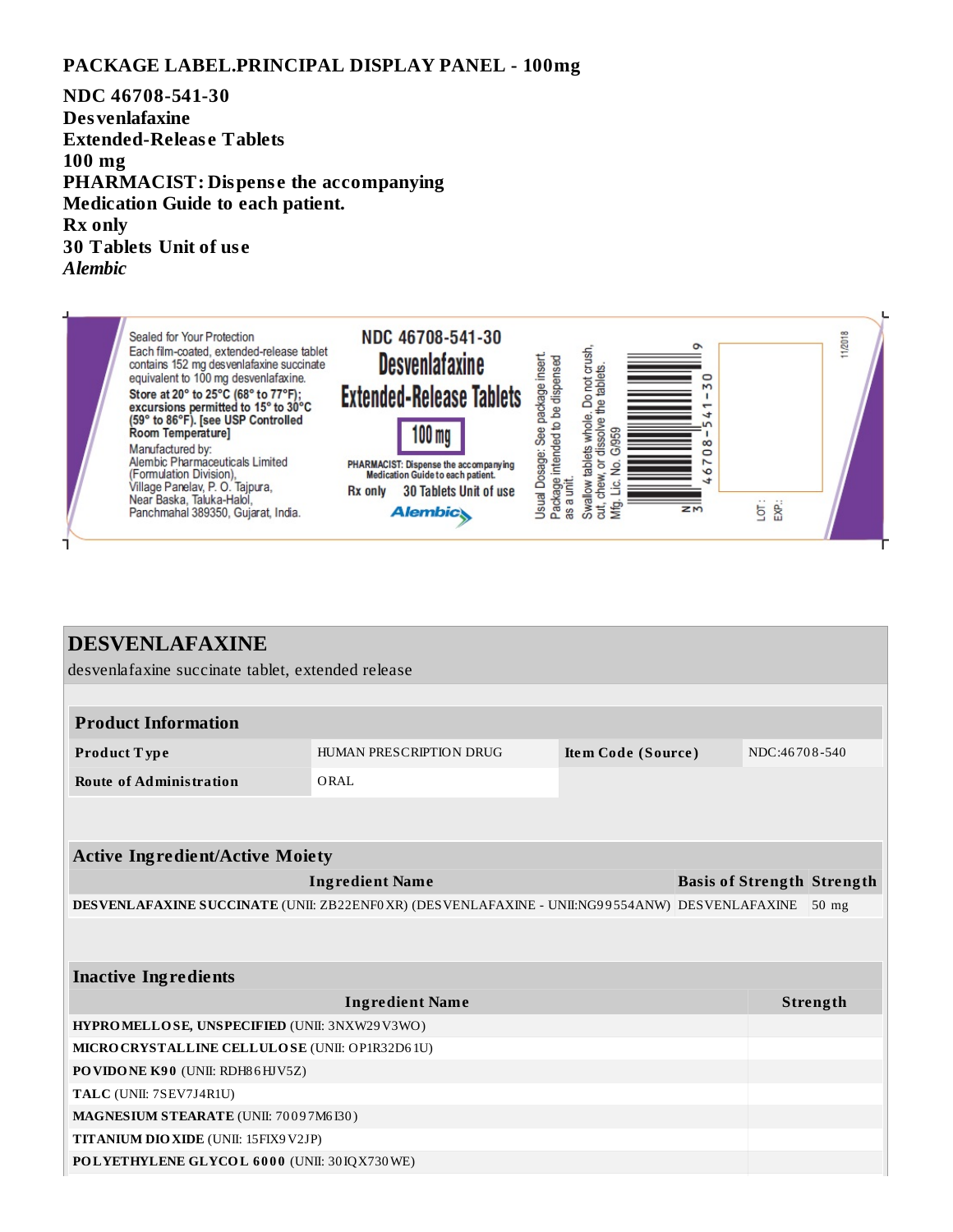## PACKAGE LABEL.PRINCIPAL DISPLAY PANEL - 100mg

**NDC 46708-541-30**
**Desvenlafaxine**
**Extended-Release Tablets**
**100 mg**
**PHARMACIST: Dispense the accompanying Medication Guide to each patient.**
**Rx only**
**30 Tablets Unit of use**
***Alembic***

Sealed for Your Protection
Each film-coated, extended-release tablet contains 152 mg desvenlafaxine succinate equivalent to 100 mg desvenlafaxine.
**Store at 20° to 25°C (68° to 77°F); excursions permitted to 15° to 30°C (59° to 86°F). [see USP Controlled Room Temperature]**
Manufactured by:
Alembic Pharmaceuticals Limited
(Formulation Division),
Village Panelav, P. O. Tajpura,
Near Baska, Taluka-Halol,
Panchmahal 389350, Gujarat, India.

NDC 46708-541-30
Desvenlafaxine
Extended-Release Tablets
100 mg
PHARMACIST: Dispense the accompanying Medication Guide to each patient.
Rx only 30 Tablets Unit of use
Alembic

Usual Dosage: See package insert.
Package intended to be dispensed as a unit.
Swallow tablets whole. Do not crush, cut, chew, or dissolve the tablets.
Mfg. Lic. No. G/959

N 3 46708-541-30 6

LOT :
EXP.:

11/2018

## DESVENLAFAXINE

desvenlafaxine succinate tablet, extended release

| Product Information | | | |
|---|---|---|---|
| **Product Type** | HUMAN PRESCRIPTION DRUG | **Item Code (Source)** | NDC:46708-540 |
| **Route of Administration** | ORAL | | |

| Active Ingredient/Active Moiety | | |
|---|---|---|
| **Ingredient Name** | **Basis of Strength** | **Strength** |
| **DESVENLAFAXINE SUCCINATE** (UNII: ZB22ENF0XR) (DESVENLAFAXINE - UNII:NG99554ANW) | DESVENLAFAXINE | 50 mg |

| Inactive Ingredients | |
|---|---|
| **Ingredient Name** | **Strength** |
| **HYPROMELLOSE, UNSPECIFIED** (UNII: 3NXW29V3WO) | |
| **MICROCRYSTALLINE CELLULOSE** (UNII: OP1R32D61U) | |
| **POVIDONE K90** (UNII: RDH86HJV5Z) | |
| **TALC** (UNII: 7SEV7J4R1U) | |
| **MAGNESIUM STEARATE** (UNII: 70097M6I30) | |
| **TITANIUM DIOXIDE** (UNII: 15FIX9V2JP) | |
| **POLYETHYLENE GLYCOL 6000** (UNII: 30IQX730WE) | |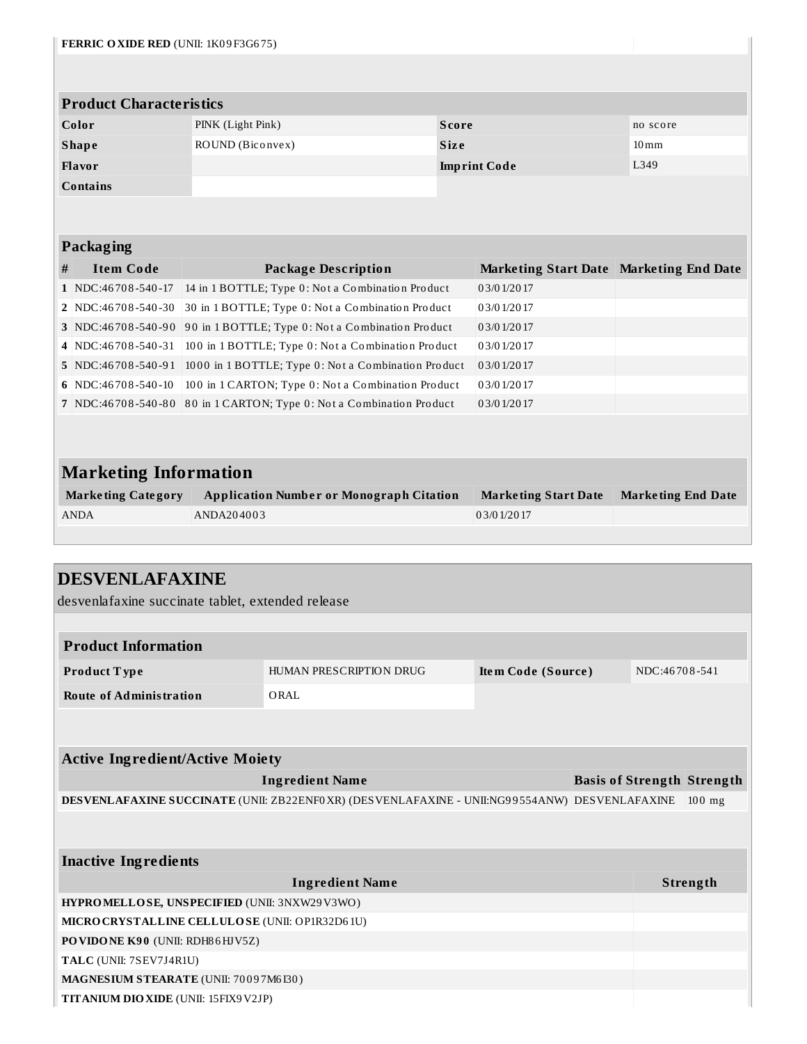| | |
|---|---|
| **FERRIC OXIDE RED** (UNII: 1K09F3G675) | |

### Product Characteristics

| | | | |
|---|---|---|---|
| **Color** | PINK (Light Pink) | **Score** | no score |
| **Shape** | ROUND (Biconvex) | **Size** | 10mm |
| **Flavor** | | **Imprint Code** | L349 |
| **Contains** | | | |

### Packaging

| # | Item Code | Package Description | Marketing Start Date | Marketing End Date |
|---|---|---|---|---|
| 1 | NDC:46708-540-17 | 14 in 1 BOTTLE; Type 0: Not a Combination Product | 03/01/2017 | |
| 2 | NDC:46708-540-30 | 30 in 1 BOTTLE; Type 0: Not a Combination Product | 03/01/2017 | |
| 3 | NDC:46708-540-90 | 90 in 1 BOTTLE; Type 0: Not a Combination Product | 03/01/2017 | |
| 4 | NDC:46708-540-31 | 100 in 1 BOTTLE; Type 0: Not a Combination Product | 03/01/2017 | |
| 5 | NDC:46708-540-91 | 1000 in 1 BOTTLE; Type 0: Not a Combination Product | 03/01/2017 | |
| 6 | NDC:46708-540-10 | 100 in 1 CARTON; Type 0: Not a Combination Product | 03/01/2017 | |
| 7 | NDC:46708-540-80 | 80 in 1 CARTON; Type 0: Not a Combination Product | 03/01/2017 | |

### Marketing Information

| Marketing Category | Application Number or Monograph Citation | Marketing Start Date | Marketing End Date |
|---|---|---|---|
| ANDA | ANDA204003 | 03/01/2017 | |

## DESVENLAFAXINE

desvenlafaxine succinate tablet, extended release

### Product Information

| | | | |
|---|---|---|---|
| **Product Type** | HUMAN PRESCRIPTION DRUG | **Item Code (Source)** | NDC:46708-541 |
| **Route of Administration** | ORAL | | |

### Active Ingredient/Active Moiety

| Ingredient Name | Basis of Strength | Strength |
|---|---|---|
| **DESVENLAFAXINE SUCCINATE** (UNII: ZB22ENF0XR) (DESVENLAFAXINE - UNII:NG99554ANW) | DESVENLAFAXINE | 100 mg |

### Inactive Ingredients

| Ingredient Name | Strength |
|---|---|
| **HYPROMELLOSE, UNSPECIFIED** (UNII: 3NXW29V3WO) | |
| **MICROCRYSTALLINE CELLULOSE** (UNII: OP1R32D61U) | |
| **POVIDONE K90** (UNII: RDH86HJV5Z) | |
| **TALC** (UNII: 7SEV7J4R1U) | |
| **MAGNESIUM STEARATE** (UNII: 70097M6I30) | |
| **TITANIUM DIOXIDE** (UNII: 15FIX9V2JP) | |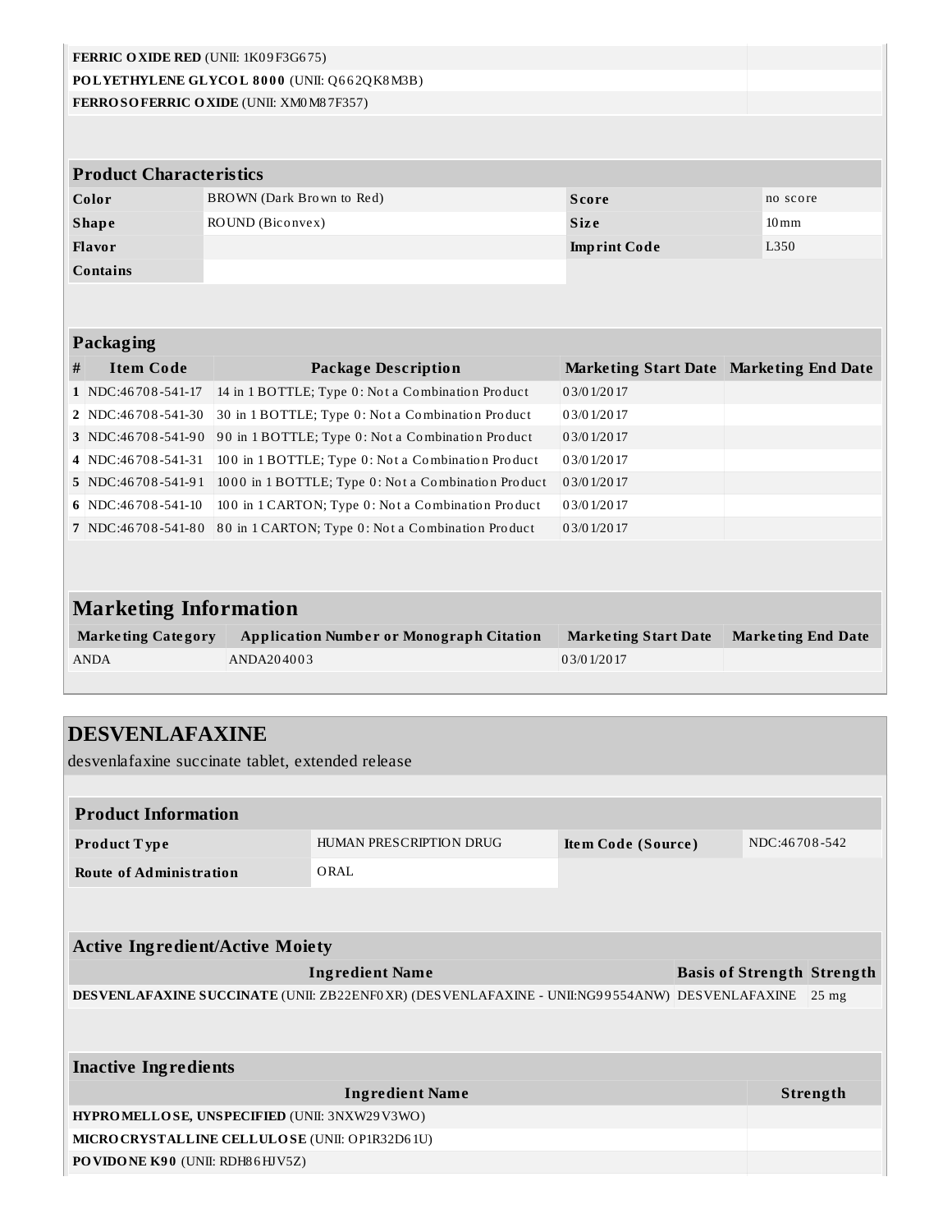| | |
|---|---|
| **FERRIC OXIDE RED** (UNII: 1K09F3G675) | |
| **POLYETHYLENE GLYCOL 8000** (UNII: Q662QK8M3B) | |
| **FERROSOFERRIC OXIDE** (UNII: XM0M87F357) | |

| Product Characteristics | | | |
|---|---|---|---|
| **Color** | BROWN (Dark Brown to Red) | **Score** | no score |
| **Shape** | ROUND (Biconvex) | **Size** | 10mm |
| **Flavor** | | **Imprint Code** | L350 |
| **Contains** | | | |

**Packaging**

| # | Item Code | Package Description | Marketing Start Date | Marketing End Date |
|---|---|---|---|---|
| 1 | NDC:46708-541-17 | 14 in 1 BOTTLE; Type 0: Not a Combination Product | 03/01/2017 | |
| 2 | NDC:46708-541-30 | 30 in 1 BOTTLE; Type 0: Not a Combination Product | 03/01/2017 | |
| 3 | NDC:46708-541-90 | 90 in 1 BOTTLE; Type 0: Not a Combination Product | 03/01/2017 | |
| 4 | NDC:46708-541-31 | 100 in 1 BOTTLE; Type 0: Not a Combination Product | 03/01/2017 | |
| 5 | NDC:46708-541-91 | 1000 in 1 BOTTLE; Type 0: Not a Combination Product | 03/01/2017 | |
| 6 | NDC:46708-541-10 | 100 in 1 CARTON; Type 0: Not a Combination Product | 03/01/2017 | |
| 7 | NDC:46708-541-80 | 80 in 1 CARTON; Type 0: Not a Combination Product | 03/01/2017 | |

## Marketing Information

| Marketing Category | Application Number or Monograph Citation | Marketing Start Date | Marketing End Date |
|---|---|---|---|
| ANDA | ANDA204003 | 03/01/2017 | |

# DESVENLAFAXINE

desvenlafaxine succinate tablet, extended release

**Product Information**

| | | | |
|---|---|---|---|
| **Product Type** | HUMAN PRESCRIPTION DRUG | **Item Code (Source)** | NDC:46708-542 |
| **Route of Administration** | ORAL | | |

**Active Ingredient/Active Moiety**

| Ingredient Name | Basis of Strength | Strength |
|---|---|---|
| **DESVENLAFAXINE SUCCINATE** (UNII: ZB22ENF0XR) (DESVENLAFAXINE - UNII:NG99554ANW) | DESVENLAFAXINE | 25 mg |

**Inactive Ingredients**

| Ingredient Name | Strength |
|---|---|
| **HYPROMELLOSE, UNSPECIFIED** (UNII: 3NXW29V3WO) | |
| **MICROCRYSTALLINE CELLULOSE** (UNII: OP1R32D61U) | |
| **POVIDONE K90** (UNII: RDH86HJV5Z) | |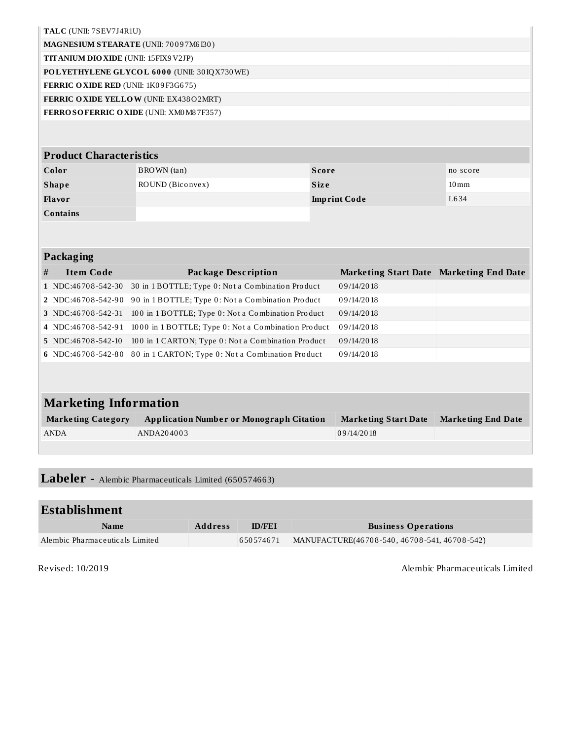| | |
|---|---|
| **TALC** (UNII: 7SEV7J4R1U) | |
| **MAGNESIUM STEARATE** (UNII: 70097M6I30) | |
| **TITANIUM DIOXIDE** (UNII: 15FIX9V2JP) | |
| **POLYETHYLENE GLYCOL 6000** (UNII: 30IQX730WE) | |
| **FERRIC OXIDE RED** (UNII: 1K09F3G675) | |
| **FERRIC OXIDE YELLOW** (UNII: EX438O2MRT) | |
| **FERROSOFERRIC OXIDE** (UNII: XM0M87F357) | |

| Product Characteristics | | | |
|---|---|---|---|
| **Color** | BROWN (tan) | **Score** | no score |
| **Shape** | ROUND (Biconvex) | **Size** | 10mm |
| **Flavor** | | **Imprint Code** | L634 |
| **Contains** | | | |

**Packaging**

| # | Item Code | Package Description | Marketing Start Date | Marketing End Date |
|---|---|---|---|---|
| 1 | NDC:46708-542-30 | 30 in 1 BOTTLE; Type 0: Not a Combination Product | 09/14/2018 | |
| 2 | NDC:46708-542-90 | 90 in 1 BOTTLE; Type 0: Not a Combination Product | 09/14/2018 | |
| 3 | NDC:46708-542-31 | 100 in 1 BOTTLE; Type 0: Not a Combination Product | 09/14/2018 | |
| 4 | NDC:46708-542-91 | 1000 in 1 BOTTLE; Type 0: Not a Combination Product | 09/14/2018 | |
| 5 | NDC:46708-542-10 | 100 in 1 CARTON; Type 0: Not a Combination Product | 09/14/2018 | |
| 6 | NDC:46708-542-80 | 80 in 1 CARTON; Type 0: Not a Combination Product | 09/14/2018 | |

## Marketing Information

| Marketing Category | Application Number or Monograph Citation | Marketing Start Date | Marketing End Date |
|---|---|---|---|
| ANDA | ANDA204003 | 09/14/2018 | |

## Labeler - Alembic Pharmaceuticals Limited (650574663)

## Establishment

| Name | Address | ID/FEI | Business Operations |
|---|---|---|---|
| Alembic Pharmaceuticals Limited | | 650574671 | MANUFACTURE(46708-540, 46708-541, 46708-542) |

Revised: 10/2019

Alembic Pharmaceuticals Limited